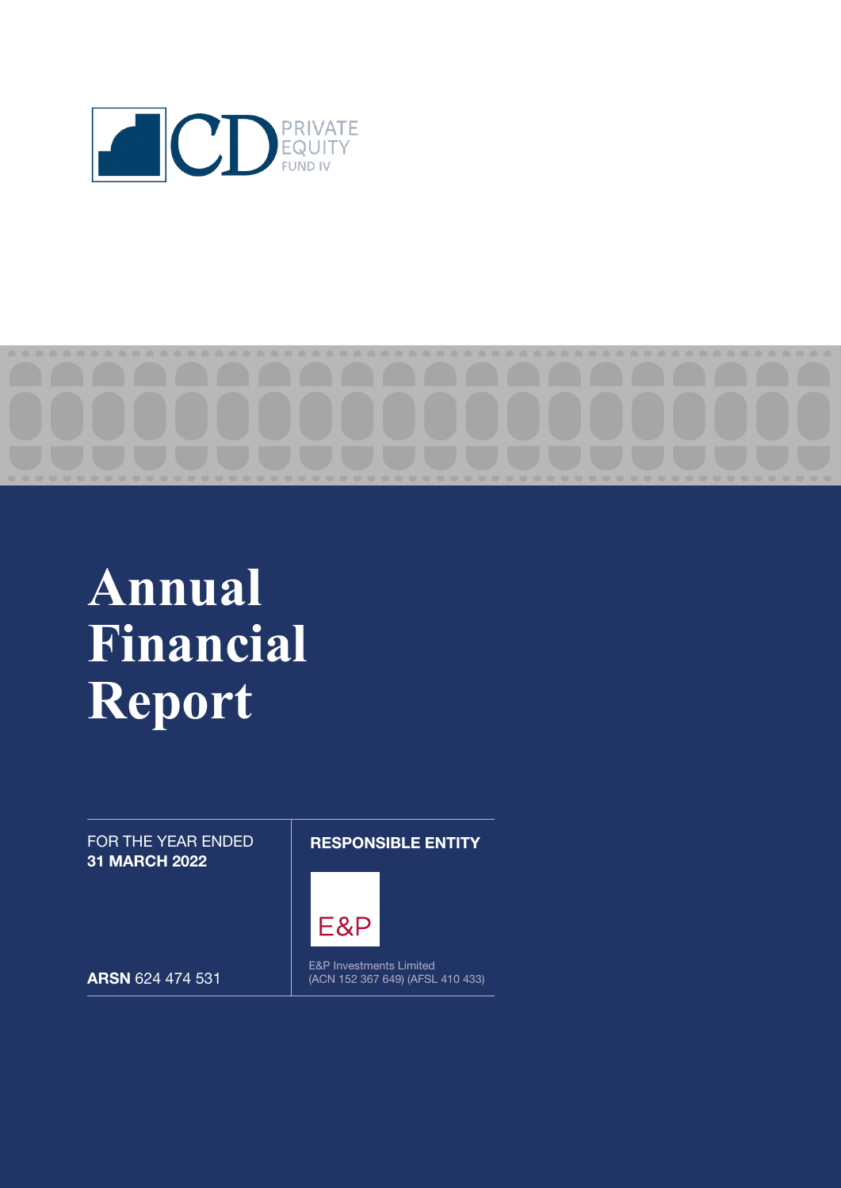CD PRIVATE EQUITY FUND IV

# Annual Financial Report

FOR THE YEAR ENDED
**31 MARCH 2022**

**ARSN** 624 474 531

**RESPONSIBLE ENTITY**

E&P

E&P Investments Limited
(ACN 152 367 649) (AFSL 410 433)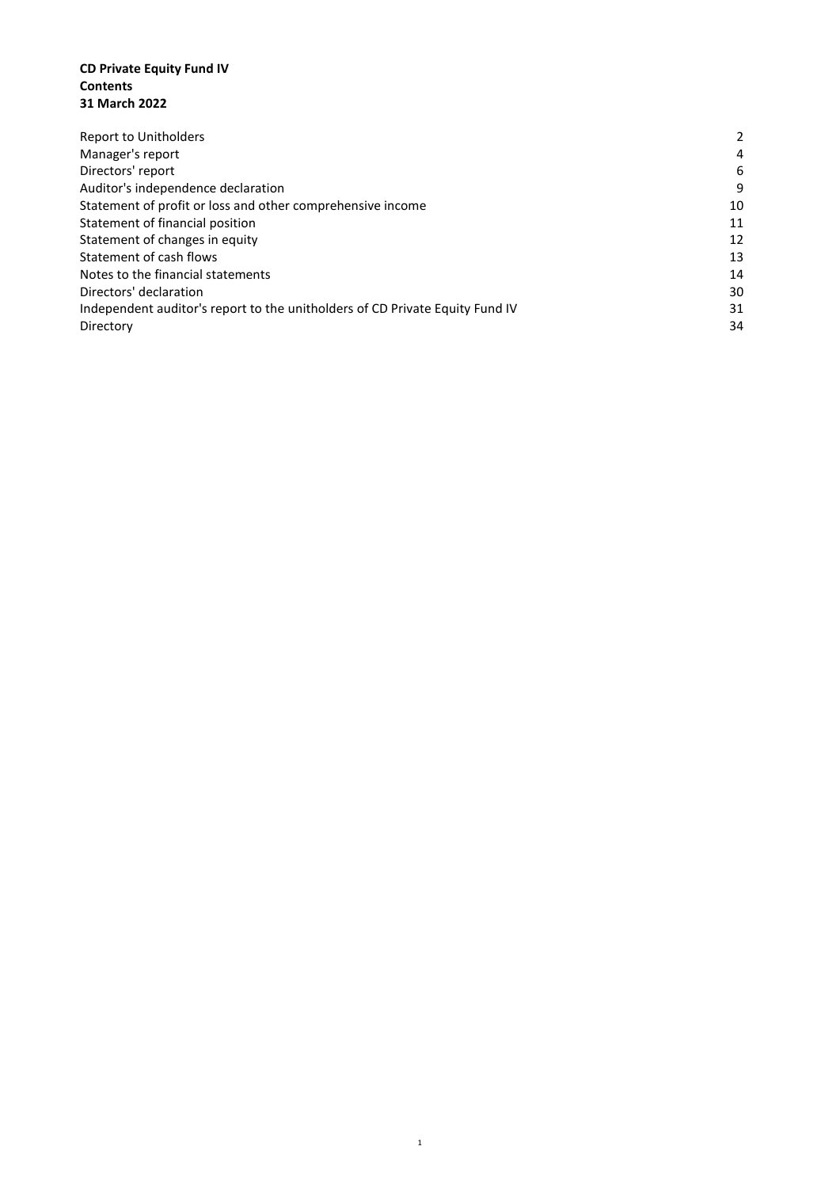**CD Private Equity Fund IV**
**Contents**
**31 March 2022**

| | |
|---|---|
| Report to Unitholders | 2 |
| Manager's report | 4 |
| Directors' report | 6 |
| Auditor's independence declaration | 9 |
| Statement of profit or loss and other comprehensive income | 10 |
| Statement of financial position | 11 |
| Statement of changes in equity | 12 |
| Statement of cash flows | 13 |
| Notes to the financial statements | 14 |
| Directors' declaration | 30 |
| Independent auditor's report to the unitholders of CD Private Equity Fund IV | 31 |
| Directory | 34 |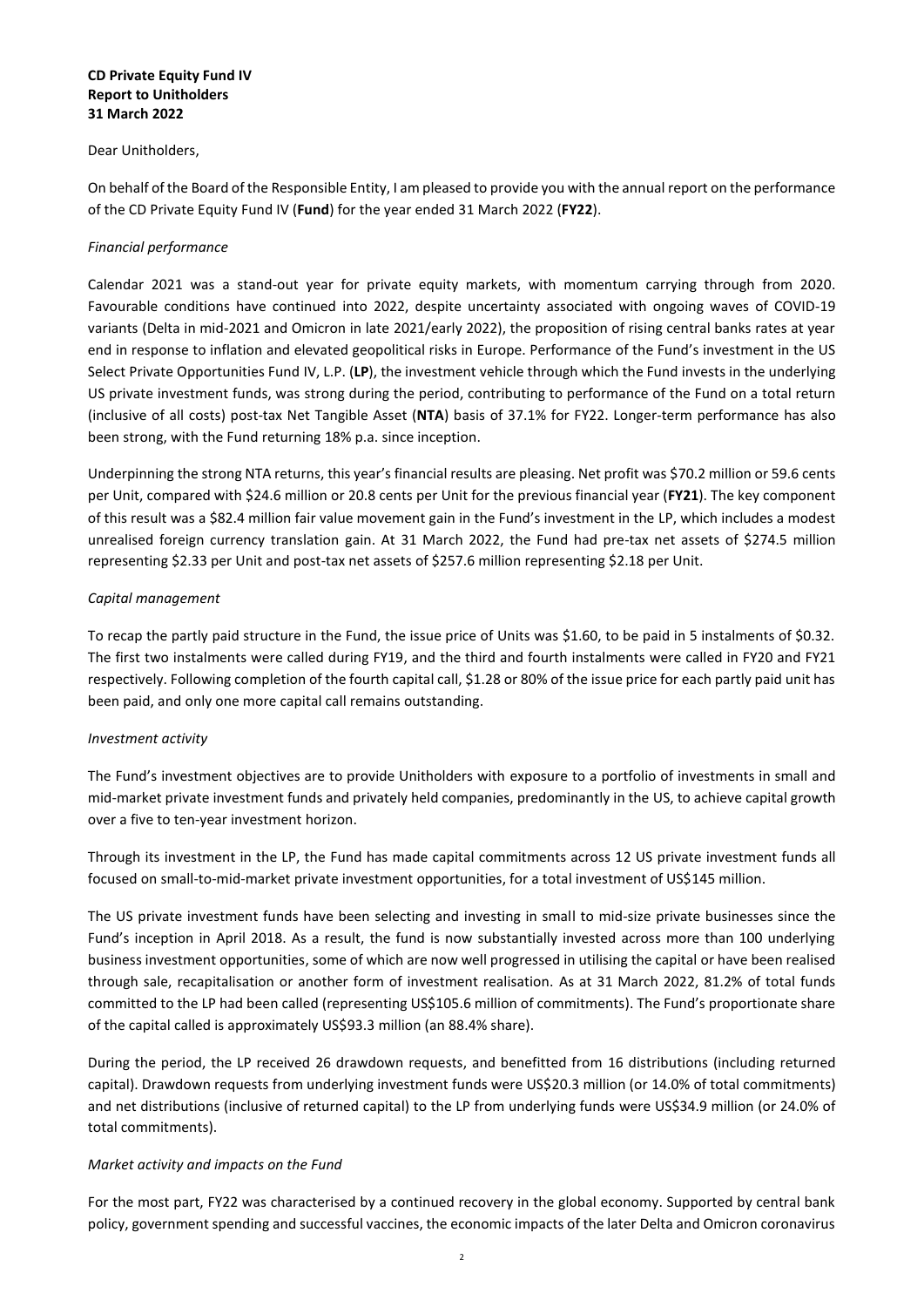**CD Private Equity Fund IV**
**Report to Unitholders**
**31 March 2022**

Dear Unitholders,

On behalf of the Board of the Responsible Entity, I am pleased to provide you with the annual report on the performance of the CD Private Equity Fund IV (**Fund**) for the year ended 31 March 2022 (**FY22**).

*Financial performance*

Calendar 2021 was a stand-out year for private equity markets, with momentum carrying through from 2020. Favourable conditions have continued into 2022, despite uncertainty associated with ongoing waves of COVID-19 variants (Delta in mid-2021 and Omicron in late 2021/early 2022), the proposition of rising central banks rates at year end in response to inflation and elevated geopolitical risks in Europe. Performance of the Fund's investment in the US Select Private Opportunities Fund IV, L.P. (**LP**), the investment vehicle through which the Fund invests in the underlying US private investment funds, was strong during the period, contributing to performance of the Fund on a total return (inclusive of all costs) post-tax Net Tangible Asset (**NTA**) basis of 37.1% for FY22. Longer-term performance has also been strong, with the Fund returning 18% p.a. since inception.

Underpinning the strong NTA returns, this year's financial results are pleasing. Net profit was \$70.2 million or 59.6 cents per Unit, compared with \$24.6 million or 20.8 cents per Unit for the previous financial year (**FY21**). The key component of this result was a \$82.4 million fair value movement gain in the Fund's investment in the LP, which includes a modest unrealised foreign currency translation gain. At 31 March 2022, the Fund had pre-tax net assets of \$274.5 million representing \$2.33 per Unit and post-tax net assets of \$257.6 million representing \$2.18 per Unit.

*Capital management*

To recap the partly paid structure in the Fund, the issue price of Units was \$1.60, to be paid in 5 instalments of \$0.32. The first two instalments were called during FY19, and the third and fourth instalments were called in FY20 and FY21 respectively. Following completion of the fourth capital call, \$1.28 or 80% of the issue price for each partly paid unit has been paid, and only one more capital call remains outstanding.

*Investment activity*

The Fund's investment objectives are to provide Unitholders with exposure to a portfolio of investments in small and mid-market private investment funds and privately held companies, predominantly in the US, to achieve capital growth over a five to ten-year investment horizon.

Through its investment in the LP, the Fund has made capital commitments across 12 US private investment funds all focused on small-to-mid-market private investment opportunities, for a total investment of US\$145 million.

The US private investment funds have been selecting and investing in small to mid-size private businesses since the Fund's inception in April 2018. As a result, the fund is now substantially invested across more than 100 underlying business investment opportunities, some of which are now well progressed in utilising the capital or have been realised through sale, recapitalisation or another form of investment realisation. As at 31 March 2022, 81.2% of total funds committed to the LP had been called (representing US\$105.6 million of commitments). The Fund's proportionate share of the capital called is approximately US\$93.3 million (an 88.4% share).

During the period, the LP received 26 drawdown requests, and benefitted from 16 distributions (including returned capital). Drawdown requests from underlying investment funds were US\$20.3 million (or 14.0% of total commitments) and net distributions (inclusive of returned capital) to the LP from underlying funds were US\$34.9 million (or 24.0% of total commitments).

*Market activity and impacts on the Fund*

For the most part, FY22 was characterised by a continued recovery in the global economy. Supported by central bank policy, government spending and successful vaccines, the economic impacts of the later Delta and Omicron coronavirus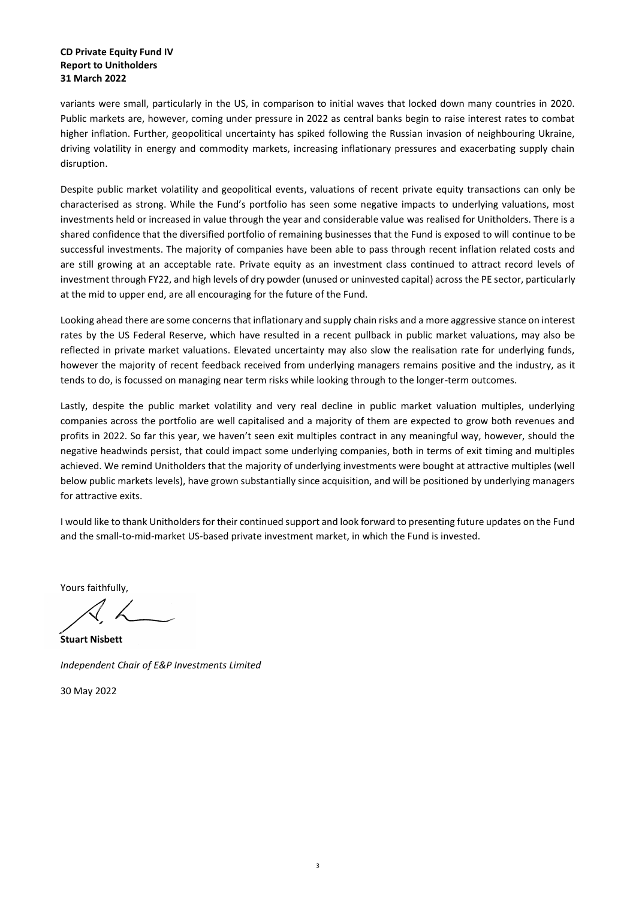variants were small, particularly in the US, in comparison to initial waves that locked down many countries in 2020. Public markets are, however, coming under pressure in 2022 as central banks begin to raise interest rates to combat higher inflation. Further, geopolitical uncertainty has spiked following the Russian invasion of neighbouring Ukraine, driving volatility in energy and commodity markets, increasing inflationary pressures and exacerbating supply chain disruption.

Despite public market volatility and geopolitical events, valuations of recent private equity transactions can only be characterised as strong. While the Fund's portfolio has seen some negative impacts to underlying valuations, most investments held or increased in value through the year and considerable value was realised for Unitholders. There is a shared confidence that the diversified portfolio of remaining businesses that the Fund is exposed to will continue to be successful investments. The majority of companies have been able to pass through recent inflation related costs and are still growing at an acceptable rate. Private equity as an investment class continued to attract record levels of investment through FY22, and high levels of dry powder (unused or uninvested capital) across the PE sector, particularly at the mid to upper end, are all encouraging for the future of the Fund.

Looking ahead there are some concerns that inflationary and supply chain risks and a more aggressive stance on interest rates by the US Federal Reserve, which have resulted in a recent pullback in public market valuations, may also be reflected in private market valuations. Elevated uncertainty may also slow the realisation rate for underlying funds, however the majority of recent feedback received from underlying managers remains positive and the industry, as it tends to do, is focussed on managing near term risks while looking through to the longer-term outcomes.

Lastly, despite the public market volatility and very real decline in public market valuation multiples, underlying companies across the portfolio are well capitalised and a majority of them are expected to grow both revenues and profits in 2022. So far this year, we haven't seen exit multiples contract in any meaningful way, however, should the negative headwinds persist, that could impact some underlying companies, both in terms of exit timing and multiples achieved. We remind Unitholders that the majority of underlying investments were bought at attractive multiples (well below public markets levels), have grown substantially since acquisition, and will be positioned by underlying managers for attractive exits.

I would like to thank Unitholders for their continued support and look forward to presenting future updates on the Fund and the small-to-mid-market US-based private investment market, in which the Fund is invested.

Yours faithfully,

**Stuart Nisbett**

*Independent Chair of E&P Investments Limited*

30 May 2022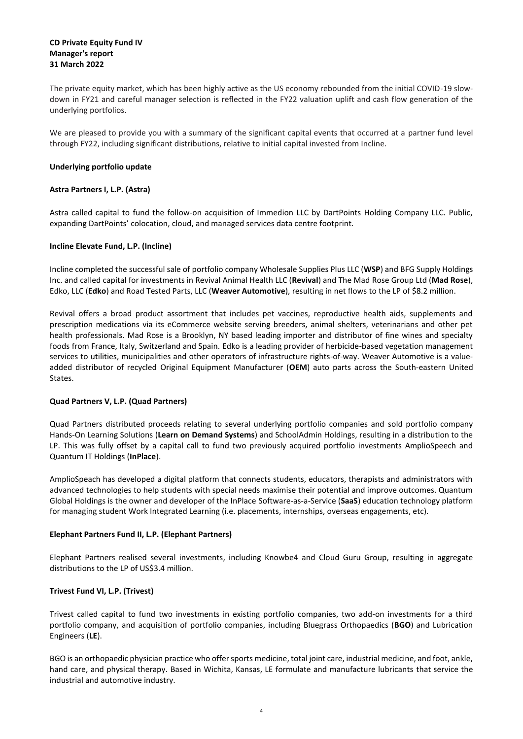**CD Private Equity Fund IV**
**Manager's report**
**31 March 2022**

The private equity market, which has been highly active as the US economy rebounded from the initial COVID-19 slow-down in FY21 and careful manager selection is reflected in the FY22 valuation uplift and cash flow generation of the underlying portfolios.

We are pleased to provide you with a summary of the significant capital events that occurred at a partner fund level through FY22, including significant distributions, relative to initial capital invested from Incline.

**Underlying portfolio update**

**Astra Partners I, L.P. (Astra)**

Astra called capital to fund the follow-on acquisition of Immedion LLC by DartPoints Holding Company LLC. Public, expanding DartPoints' colocation, cloud, and managed services data centre footprint.

**Incline Elevate Fund, L.P. (Incline)**

Incline completed the successful sale of portfolio company Wholesale Supplies Plus LLC (**WSP**) and BFG Supply Holdings Inc. and called capital for investments in Revival Animal Health LLC (**Revival**) and The Mad Rose Group Ltd (**Mad Rose**), Edko, LLC (**Edko**) and Road Tested Parts, LLC (**Weaver Automotive**), resulting in net flows to the LP of $8.2 million.

Revival offers a broad product assortment that includes pet vaccines, reproductive health aids, supplements and prescription medications via its eCommerce website serving breeders, animal shelters, veterinarians and other pet health professionals. Mad Rose is a Brooklyn, NY based leading importer and distributor of fine wines and specialty foods from France, Italy, Switzerland and Spain. Edko is a leading provider of herbicide-based vegetation management services to utilities, municipalities and other operators of infrastructure rights-of-way. Weaver Automotive is a value-added distributor of recycled Original Equipment Manufacturer (**OEM**) auto parts across the South-eastern United States.

**Quad Partners V, L.P. (Quad Partners)**

Quad Partners distributed proceeds relating to several underlying portfolio companies and sold portfolio company Hands-On Learning Solutions (**Learn on Demand Systems**) and SchoolAdmin Holdings, resulting in a distribution to the LP. This was fully offset by a capital call to fund two previously acquired portfolio investments AmplioSpeech and Quantum IT Holdings (**InPlace**).

AmplioSpeach has developed a digital platform that connects students, educators, therapists and administrators with advanced technologies to help students with special needs maximise their potential and improve outcomes. Quantum Global Holdings is the owner and developer of the InPlace Software-as-a-Service (**SaaS**) education technology platform for managing student Work Integrated Learning (i.e. placements, internships, overseas engagements, etc).

**Elephant Partners Fund II, L.P. (Elephant Partners)**

Elephant Partners realised several investments, including Knowbe4 and Cloud Guru Group, resulting in aggregate distributions to the LP of US$3.4 million.

**Trivest Fund VI, L.P. (Trivest)**

Trivest called capital to fund two investments in existing portfolio companies, two add-on investments for a third portfolio company, and acquisition of portfolio companies, including Bluegrass Orthopaedics (**BGO**) and Lubrication Engineers (**LE**).

BGO is an orthopaedic physician practice who offer sports medicine, total joint care, industrial medicine, and foot, ankle, hand care, and physical therapy. Based in Wichita, Kansas, LE formulate and manufacture lubricants that service the industrial and automotive industry.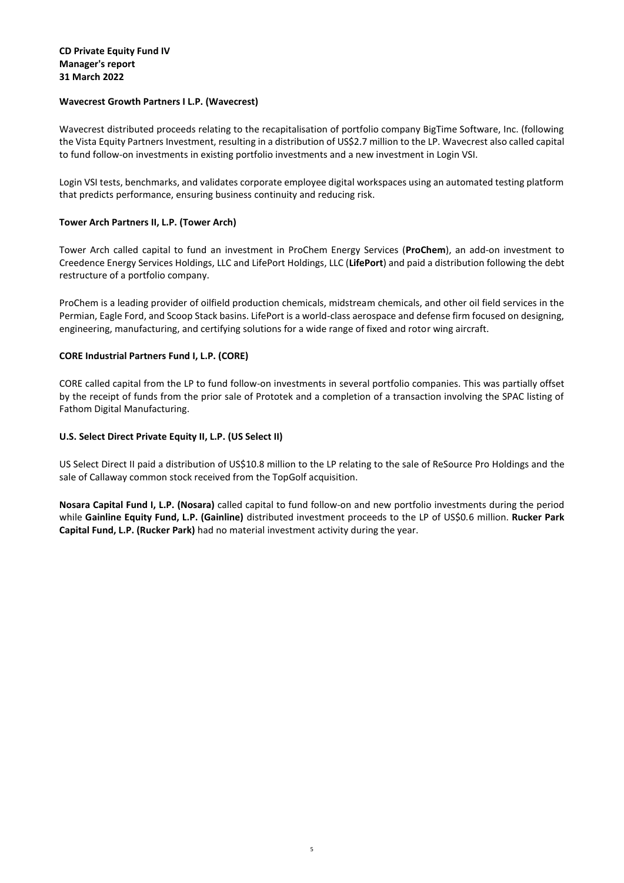**CD Private Equity Fund IV**
**Manager's report**
**31 March 2022**

**Wavecrest Growth Partners I L.P. (Wavecrest)**

Wavecrest distributed proceeds relating to the recapitalisation of portfolio company BigTime Software, Inc. (following the Vista Equity Partners Investment, resulting in a distribution of US$2.7 million to the LP. Wavecrest also called capital to fund follow-on investments in existing portfolio investments and a new investment in Login VSI.

Login VSI tests, benchmarks, and validates corporate employee digital workspaces using an automated testing platform that predicts performance, ensuring business continuity and reducing risk.

**Tower Arch Partners II, L.P. (Tower Arch)**

Tower Arch called capital to fund an investment in ProChem Energy Services (**ProChem**), an add-on investment to Creedence Energy Services Holdings, LLC and LifePort Holdings, LLC (**LifePort**) and paid a distribution following the debt restructure of a portfolio company.

ProChem is a leading provider of oilfield production chemicals, midstream chemicals, and other oil field services in the Permian, Eagle Ford, and Scoop Stack basins. LifePort is a world-class aerospace and defense firm focused on designing, engineering, manufacturing, and certifying solutions for a wide range of fixed and rotor wing aircraft.

**CORE Industrial Partners Fund I, L.P. (CORE)**

CORE called capital from the LP to fund follow-on investments in several portfolio companies. This was partially offset by the receipt of funds from the prior sale of Prototek and a completion of a transaction involving the SPAC listing of Fathom Digital Manufacturing.

**U.S. Select Direct Private Equity II, L.P. (US Select II)**

US Select Direct II paid a distribution of US$10.8 million to the LP relating to the sale of ReSource Pro Holdings and the sale of Callaway common stock received from the TopGolf acquisition.

**Nosara Capital Fund I, L.P. (Nosara)** called capital to fund follow-on and new portfolio investments during the period while **Gainline Equity Fund, L.P. (Gainline)** distributed investment proceeds to the LP of US$0.6 million. **Rucker Park Capital Fund, L.P. (Rucker Park)** had no material investment activity during the year.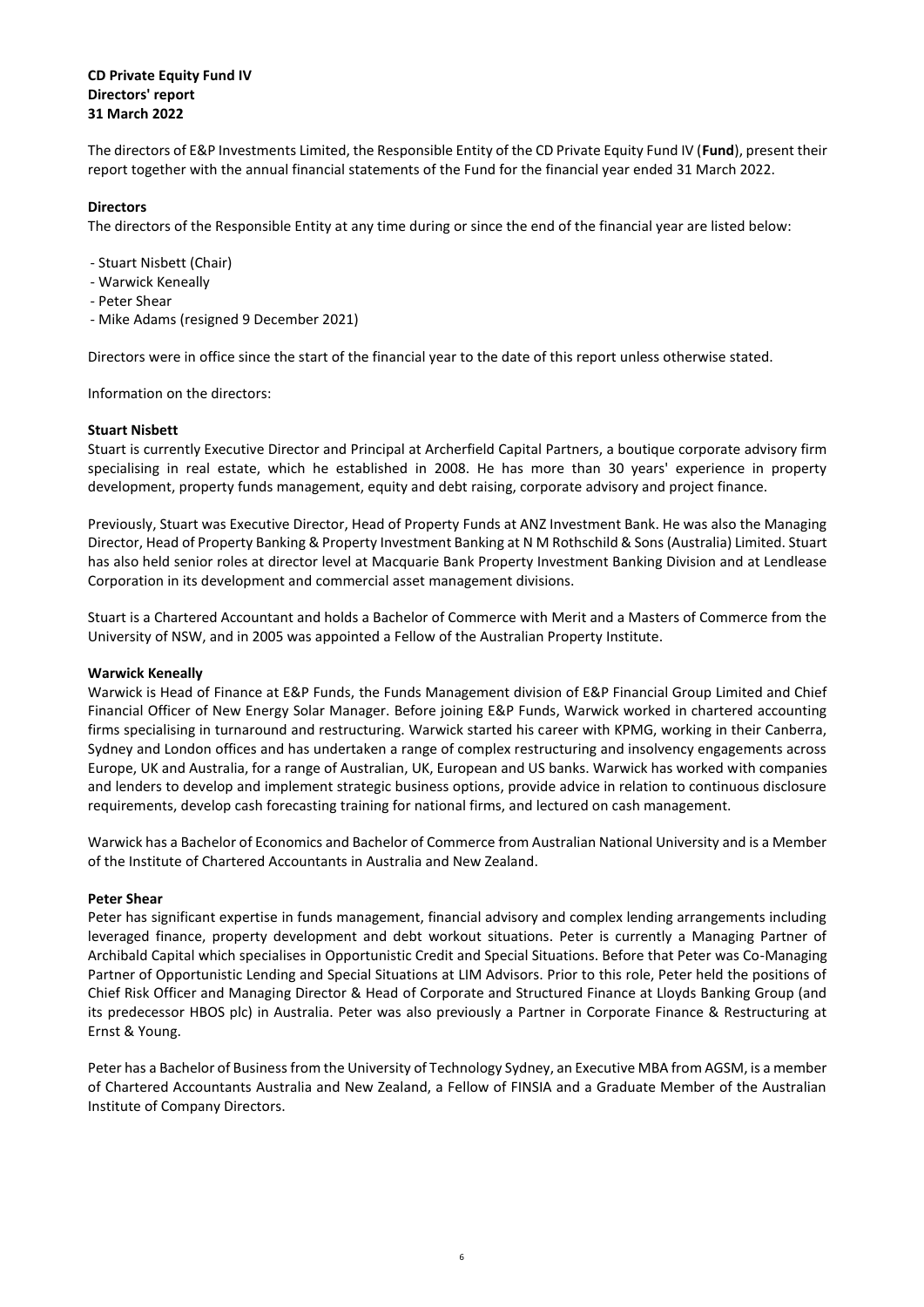**CD Private Equity Fund IV**
**Directors' report**
**31 March 2022**

The directors of E&P Investments Limited, the Responsible Entity of the CD Private Equity Fund IV (**Fund**), present their report together with the annual financial statements of the Fund for the financial year ended 31 March 2022.

**Directors**

The directors of the Responsible Entity at any time during or since the end of the financial year are listed below:

- Stuart Nisbett (Chair)
- Warwick Keneally
- Peter Shear
- Mike Adams (resigned 9 December 2021)

Directors were in office since the start of the financial year to the date of this report unless otherwise stated.

Information on the directors:

**Stuart Nisbett**

Stuart is currently Executive Director and Principal at Archerfield Capital Partners, a boutique corporate advisory firm specialising in real estate, which he established in 2008. He has more than 30 years' experience in property development, property funds management, equity and debt raising, corporate advisory and project finance.

Previously, Stuart was Executive Director, Head of Property Funds at ANZ Investment Bank. He was also the Managing Director, Head of Property Banking & Property Investment Banking at N M Rothschild & Sons (Australia) Limited. Stuart has also held senior roles at director level at Macquarie Bank Property Investment Banking Division and at Lendlease Corporation in its development and commercial asset management divisions.

Stuart is a Chartered Accountant and holds a Bachelor of Commerce with Merit and a Masters of Commerce from the University of NSW, and in 2005 was appointed a Fellow of the Australian Property Institute.

**Warwick Keneally**

Warwick is Head of Finance at E&P Funds, the Funds Management division of E&P Financial Group Limited and Chief Financial Officer of New Energy Solar Manager. Before joining E&P Funds, Warwick worked in chartered accounting firms specialising in turnaround and restructuring. Warwick started his career with KPMG, working in their Canberra, Sydney and London offices and has undertaken a range of complex restructuring and insolvency engagements across Europe, UK and Australia, for a range of Australian, UK, European and US banks. Warwick has worked with companies and lenders to develop and implement strategic business options, provide advice in relation to continuous disclosure requirements, develop cash forecasting training for national firms, and lectured on cash management.

Warwick has a Bachelor of Economics and Bachelor of Commerce from Australian National University and is a Member of the Institute of Chartered Accountants in Australia and New Zealand.

**Peter Shear**

Peter has significant expertise in funds management, financial advisory and complex lending arrangements including leveraged finance, property development and debt workout situations. Peter is currently a Managing Partner of Archibald Capital which specialises in Opportunistic Credit and Special Situations. Before that Peter was Co-Managing Partner of Opportunistic Lending and Special Situations at LIM Advisors. Prior to this role, Peter held the positions of Chief Risk Officer and Managing Director & Head of Corporate and Structured Finance at Lloyds Banking Group (and its predecessor HBOS plc) in Australia. Peter was also previously a Partner in Corporate Finance & Restructuring at Ernst & Young.

Peter has a Bachelor of Business from the University of Technology Sydney, an Executive MBA from AGSM, is a member of Chartered Accountants Australia and New Zealand, a Fellow of FINSIA and a Graduate Member of the Australian Institute of Company Directors.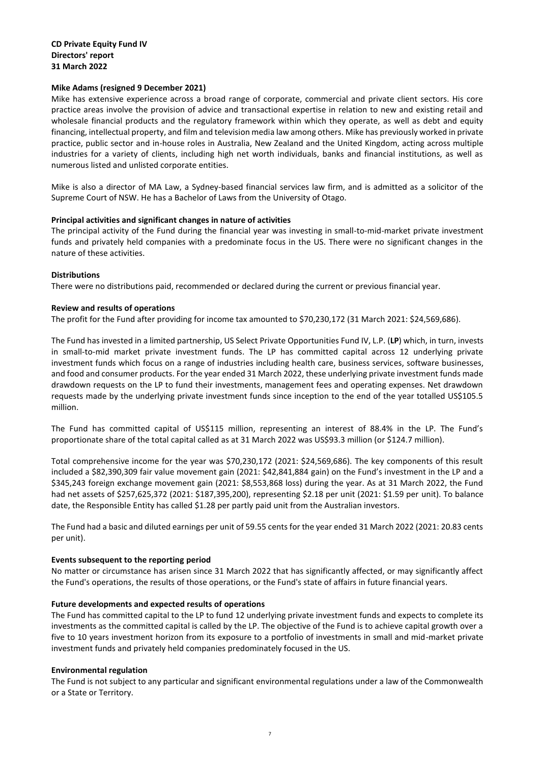**CD Private Equity Fund IV**
**Directors' report**
**31 March 2022**

**Mike Adams (resigned 9 December 2021)**

Mike has extensive experience across a broad range of corporate, commercial and private client sectors. His core practice areas involve the provision of advice and transactional expertise in relation to new and existing retail and wholesale financial products and the regulatory framework within which they operate, as well as debt and equity financing, intellectual property, and film and television media law among others. Mike has previously worked in private practice, public sector and in-house roles in Australia, New Zealand and the United Kingdom, acting across multiple industries for a variety of clients, including high net worth individuals, banks and financial institutions, as well as numerous listed and unlisted corporate entities.

Mike is also a director of MA Law, a Sydney-based financial services law firm, and is admitted as a solicitor of the Supreme Court of NSW. He has a Bachelor of Laws from the University of Otago.

**Principal activities and significant changes in nature of activities**

The principal activity of the Fund during the financial year was investing in small-to-mid-market private investment funds and privately held companies with a predominate focus in the US. There were no significant changes in the nature of these activities.

**Distributions**

There were no distributions paid, recommended or declared during the current or previous financial year.

**Review and results of operations**

The profit for the Fund after providing for income tax amounted to $70,230,172 (31 March 2021: $24,569,686).

The Fund has invested in a limited partnership, US Select Private Opportunities Fund IV, L.P. (**LP**) which, in turn, invests in small-to-mid market private investment funds. The LP has committed capital across 12 underlying private investment funds which focus on a range of industries including health care, business services, software businesses, and food and consumer products. For the year ended 31 March 2022, these underlying private investment funds made drawdown requests on the LP to fund their investments, management fees and operating expenses. Net drawdown requests made by the underlying private investment funds since inception to the end of the year totalled US$105.5 million.

The Fund has committed capital of US$115 million, representing an interest of 88.4% in the LP. The Fund's proportionate share of the total capital called as at 31 March 2022 was US$93.3 million (or $124.7 million).

Total comprehensive income for the year was $70,230,172 (2021: $24,569,686). The key components of this result included a $82,390,309 fair value movement gain (2021: $42,841,884 gain) on the Fund's investment in the LP and a $345,243 foreign exchange movement gain (2021: $8,553,868 loss) during the year. As at 31 March 2022, the Fund had net assets of $257,625,372 (2021: $187,395,200), representing $2.18 per unit (2021: $1.59 per unit). To balance date, the Responsible Entity has called $1.28 per partly paid unit from the Australian investors.

The Fund had a basic and diluted earnings per unit of 59.55 cents for the year ended 31 March 2022 (2021: 20.83 cents per unit).

**Events subsequent to the reporting period**

No matter or circumstance has arisen since 31 March 2022 that has significantly affected, or may significantly affect the Fund's operations, the results of those operations, or the Fund's state of affairs in future financial years.

**Future developments and expected results of operations**

The Fund has committed capital to the LP to fund 12 underlying private investment funds and expects to complete its investments as the committed capital is called by the LP. The objective of the Fund is to achieve capital growth over a five to 10 years investment horizon from its exposure to a portfolio of investments in small and mid-market private investment funds and privately held companies predominately focused in the US.

**Environmental regulation**

The Fund is not subject to any particular and significant environmental regulations under a law of the Commonwealth or a State or Territory.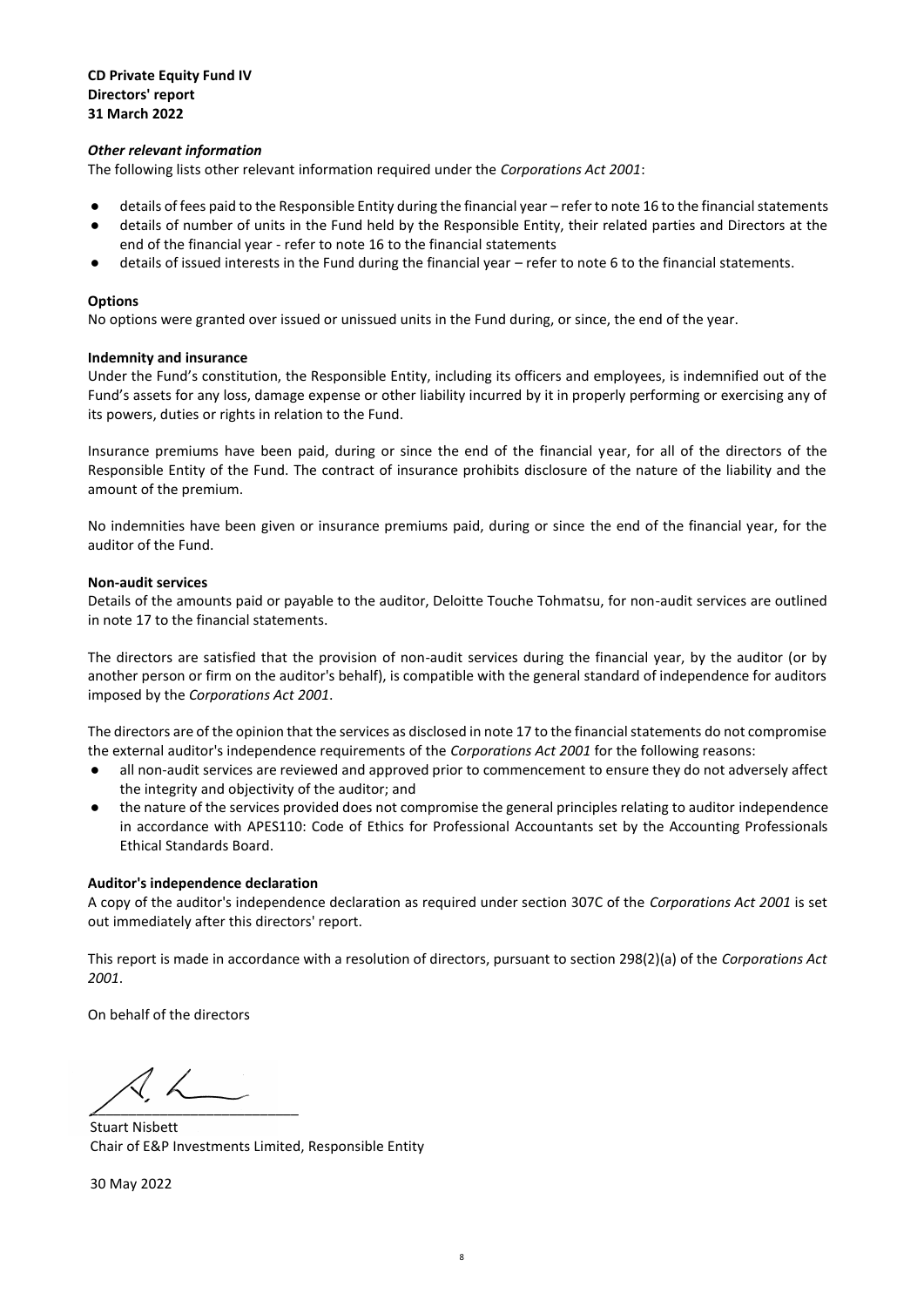**CD Private Equity Fund IV**
**Directors' report**
**31 March 2022**

***Other relevant information***

The following lists other relevant information required under the *Corporations Act 2001*:

- details of fees paid to the Responsible Entity during the financial year – refer to note 16 to the financial statements
- details of number of units in the Fund held by the Responsible Entity, their related parties and Directors at the end of the financial year - refer to note 16 to the financial statements
- details of issued interests in the Fund during the financial year – refer to note 6 to the financial statements.

**Options**

No options were granted over issued or unissued units in the Fund during, or since, the end of the year.

**Indemnity and insurance**

Under the Fund's constitution, the Responsible Entity, including its officers and employees, is indemnified out of the Fund's assets for any loss, damage expense or other liability incurred by it in properly performing or exercising any of its powers, duties or rights in relation to the Fund.

Insurance premiums have been paid, during or since the end of the financial year, for all of the directors of the Responsible Entity of the Fund. The contract of insurance prohibits disclosure of the nature of the liability and the amount of the premium.

No indemnities have been given or insurance premiums paid, during or since the end of the financial year, for the auditor of the Fund.

**Non-audit services**

Details of the amounts paid or payable to the auditor, Deloitte Touche Tohmatsu, for non-audit services are outlined in note 17 to the financial statements.

The directors are satisfied that the provision of non-audit services during the financial year, by the auditor (or by another person or firm on the auditor's behalf), is compatible with the general standard of independence for auditors imposed by the *Corporations Act 2001*.

The directors are of the opinion that the services as disclosed in note 17 to the financial statements do not compromise the external auditor's independence requirements of the *Corporations Act 2001* for the following reasons:

- all non-audit services are reviewed and approved prior to commencement to ensure they do not adversely affect the integrity and objectivity of the auditor; and
- the nature of the services provided does not compromise the general principles relating to auditor independence in accordance with APES110: Code of Ethics for Professional Accountants set by the Accounting Professionals Ethical Standards Board.

**Auditor's independence declaration**

A copy of the auditor's independence declaration as required under section 307C of the *Corporations Act 2001* is set out immediately after this directors' report.

This report is made in accordance with a resolution of directors, pursuant to section 298(2)(a) of the *Corporations Act 2001*.

On behalf of the directors

___________________________

Stuart Nisbett
Chair of E&P Investments Limited, Responsible Entity

30 May 2022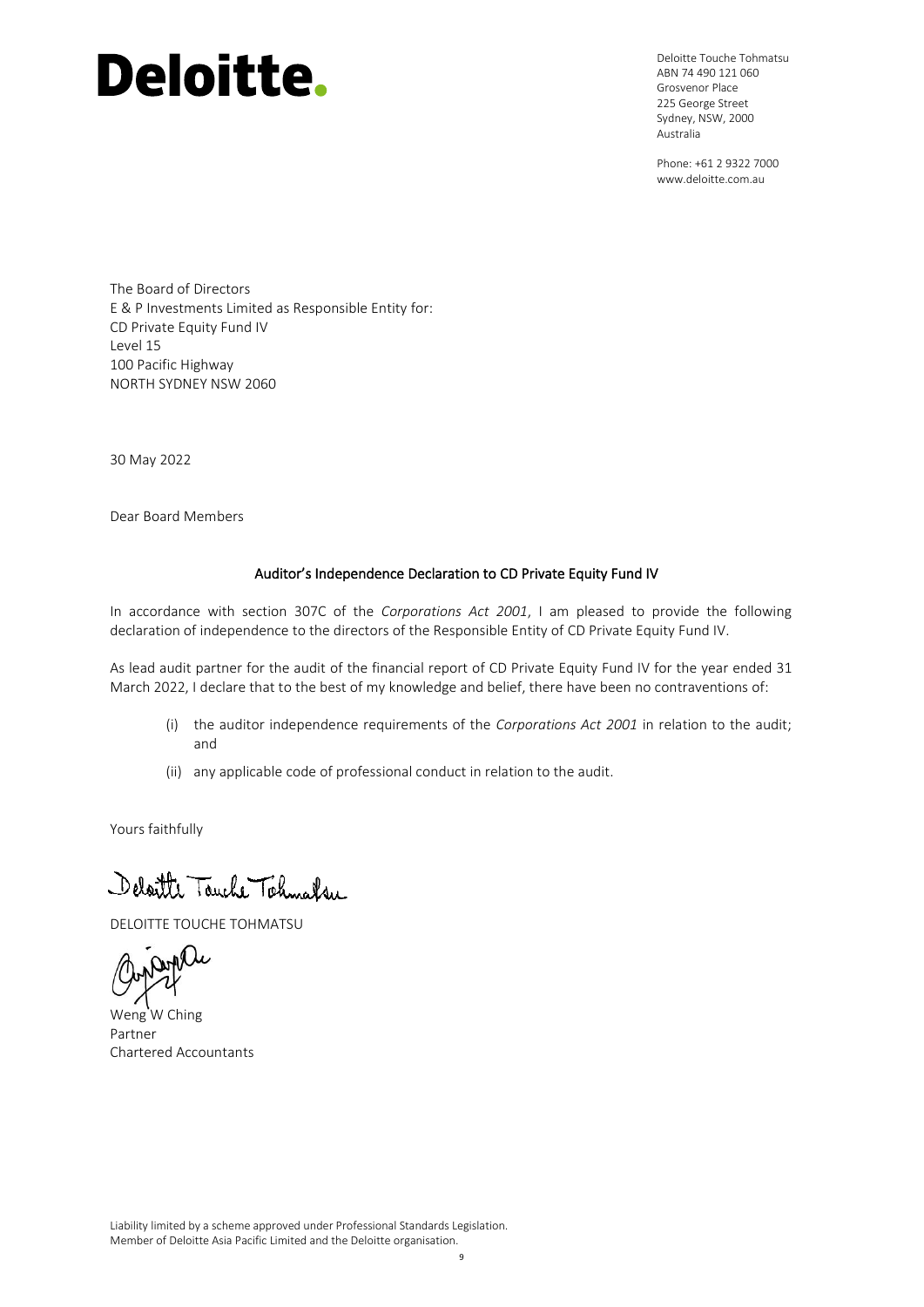# Deloitte.

Deloitte Touche Tohmatsu
ABN 74 490 121 060
Grosvenor Place
225 George Street
Sydney, NSW, 2000
Australia

Phone: +61 2 9322 7000
www.deloitte.com.au

The Board of Directors
E & P Investments Limited as Responsible Entity for:
CD Private Equity Fund IV
Level 15
100 Pacific Highway
NORTH SYDNEY NSW 2060

30 May 2022

Dear Board Members

## Auditor's Independence Declaration to CD Private Equity Fund IV

In accordance with section 307C of the *Corporations Act 2001*, I am pleased to provide the following declaration of independence to the directors of the Responsible Entity of CD Private Equity Fund IV.

As lead audit partner for the audit of the financial report of CD Private Equity Fund IV for the year ended 31 March 2022, I declare that to the best of my knowledge and belief, there have been no contraventions of:

(i) the auditor independence requirements of the *Corporations Act 2001* in relation to the audit; and

(ii) any applicable code of professional conduct in relation to the audit.

Yours faithfully

Deloitte Touche Tohmatsu

DELOITTE TOUCHE TOHMATSU

Weng W Ching
Partner
Chartered Accountants

Liability limited by a scheme approved under Professional Standards Legislation.
Member of Deloitte Asia Pacific Limited and the Deloitte organisation.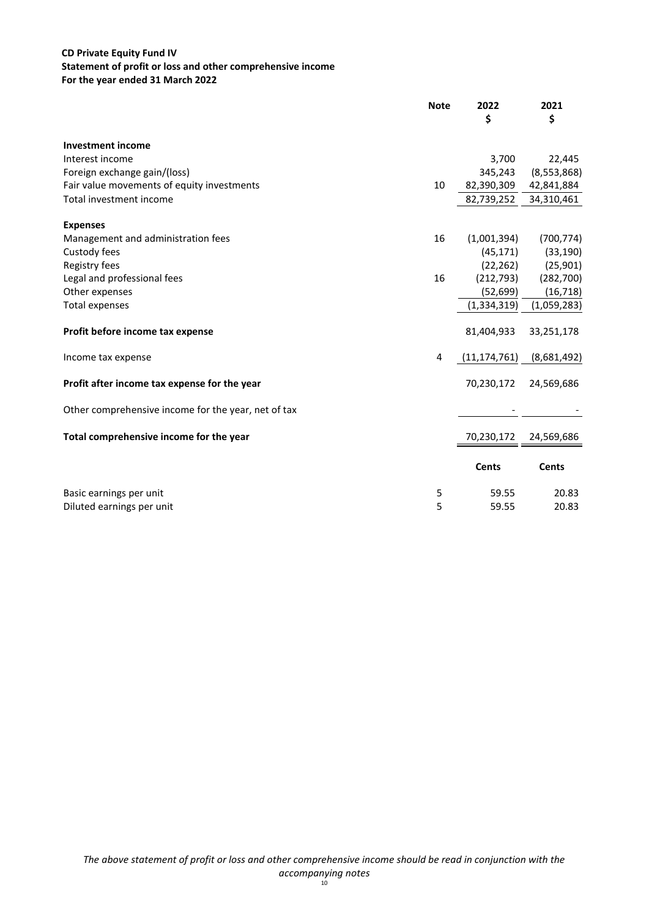**CD Private Equity Fund IV**
**Statement of profit or loss and other comprehensive income**
**For the year ended 31 March 2022**

| | Note | 2022<br>$ | 2021<br>$ |
|---|---|---|---|
| **Investment income** | | | |
| Interest income | | 3,700 | 22,445 |
| Foreign exchange gain/(loss) | | 345,243 | (8,553,868) |
| Fair value movements of equity investments | 10 | 82,390,309 | 42,841,884 |
| Total investment income | | 82,739,252 | 34,310,461 |
| | | | |
| **Expenses** | | | |
| Management and administration fees | 16 | (1,001,394) | (700,774) |
| Custody fees | | (45,171) | (33,190) |
| Registry fees | | (22,262) | (25,901) |
| Legal and professional fees | 16 | (212,793) | (282,700) |
| Other expenses | | (52,699) | (16,718) |
| Total expenses | | (1,334,319) | (1,059,283) |
| | | | |
| **Profit before income tax expense** | | 81,404,933 | 33,251,178 |
| | | | |
| Income tax expense | 4 | (11,174,761) | (8,681,492) |
| | | | |
| **Profit after income tax expense for the year** | | 70,230,172 | 24,569,686 |
| | | | |
| Other comprehensive income for the year, net of tax | | - | - |
| | | | |
| **Total comprehensive income for the year** | | 70,230,172 | 24,569,686 |
| | | | |
| | | **Cents** | **Cents** |
| | | | |
| Basic earnings per unit | 5 | 59.55 | 20.83 |
| Diluted earnings per unit | 5 | 59.55 | 20.83 |

*The above statement of profit or loss and other comprehensive income should be read in conjunction with the accompanying notes*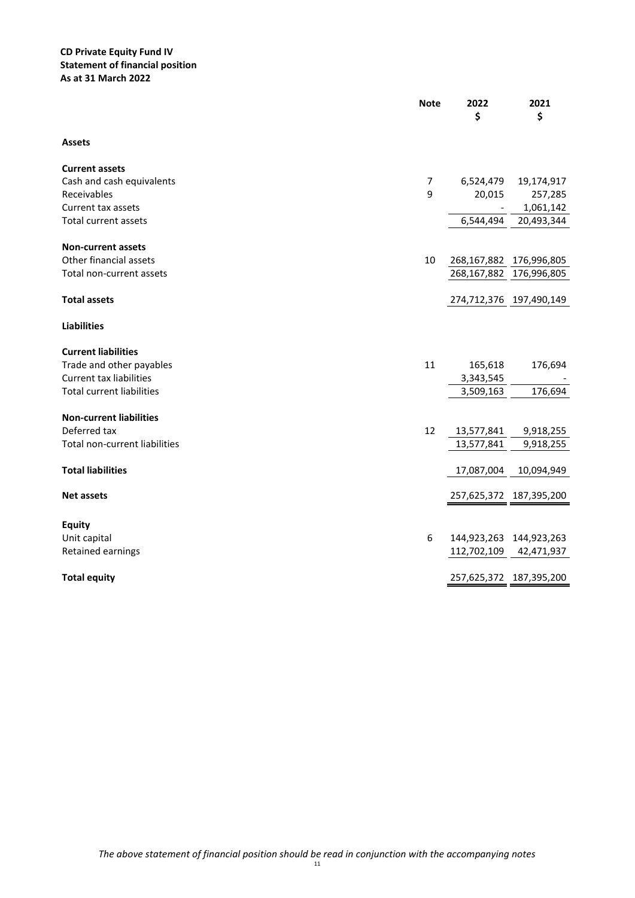**CD Private Equity Fund IV**
**Statement of financial position**
**As at 31 March 2022**

| | Note | 2022 $ | 2021 $ |
|---|---|---|---|
| **Assets** | | | |
| **Current assets** | | | |
| Cash and cash equivalents | 7 | 6,524,479 | 19,174,917 |
| Receivables | 9 | 20,015 | 257,285 |
| Current tax assets | | - | 1,061,142 |
| Total current assets | | 6,544,494 | 20,493,344 |
| **Non-current assets** | | | |
| Other financial assets | 10 | 268,167,882 | 176,996,805 |
| Total non-current assets | | 268,167,882 | 176,996,805 |
| **Total assets** | | 274,712,376 | 197,490,149 |
| **Liabilities** | | | |
| **Current liabilities** | | | |
| Trade and other payables | 11 | 165,618 | 176,694 |
| Current tax liabilities | | 3,343,545 | - |
| Total current liabilities | | 3,509,163 | 176,694 |
| **Non-current liabilities** | | | |
| Deferred tax | 12 | 13,577,841 | 9,918,255 |
| Total non-current liabilities | | 13,577,841 | 9,918,255 |
| **Total liabilities** | | 17,087,004 | 10,094,949 |
| **Net assets** | | 257,625,372 | 187,395,200 |
| **Equity** | | | |
| Unit capital | 6 | 144,923,263 | 144,923,263 |
| Retained earnings | | 112,702,109 | 42,471,937 |
| **Total equity** | | 257,625,372 | 187,395,200 |

*The above statement of financial position should be read in conjunction with the accompanying notes*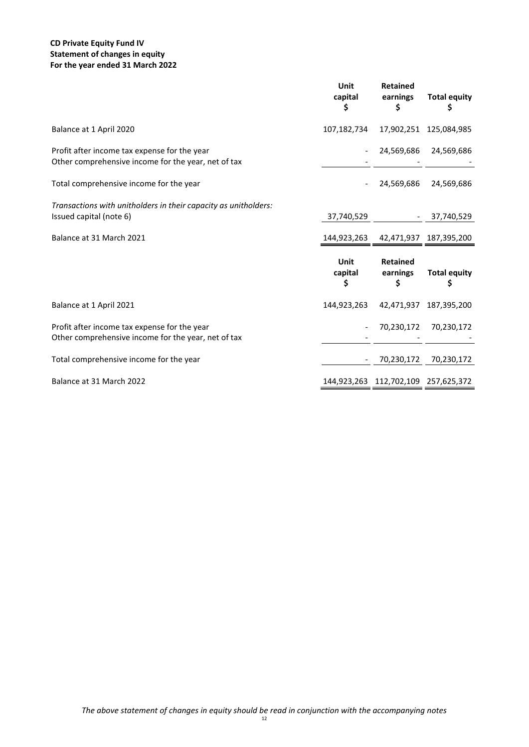**CD Private Equity Fund IV**
**Statement of changes in equity**
**For the year ended 31 March 2022**

| | Unit capital $ | Retained earnings $ | Total equity $ |
|---|---|---|---|
| Balance at 1 April 2020 | 107,182,734 | 17,902,251 | 125,084,985 |
| Profit after income tax expense for the year | - | 24,569,686 | 24,569,686 |
| Other comprehensive income for the year, net of tax | - | - | - |
| Total comprehensive income for the year | - | 24,569,686 | 24,569,686 |
| *Transactions with unitholders in their capacity as unitholders:* | | | |
| Issued capital (note 6) | 37,740,529 | - | 37,740,529 |
| Balance at 31 March 2021 | 144,923,263 | 42,471,937 | 187,395,200 |

| | Unit capital $ | Retained earnings $ | Total equity $ |
|---|---|---|---|
| Balance at 1 April 2021 | 144,923,263 | 42,471,937 | 187,395,200 |
| Profit after income tax expense for the year | - | 70,230,172 | 70,230,172 |
| Other comprehensive income for the year, net of tax | - | - | - |
| Total comprehensive income for the year | - | 70,230,172 | 70,230,172 |
| Balance at 31 March 2022 | 144,923,263 | 112,702,109 | 257,625,372 |

*The above statement of changes in equity should be read in conjunction with the accompanying notes*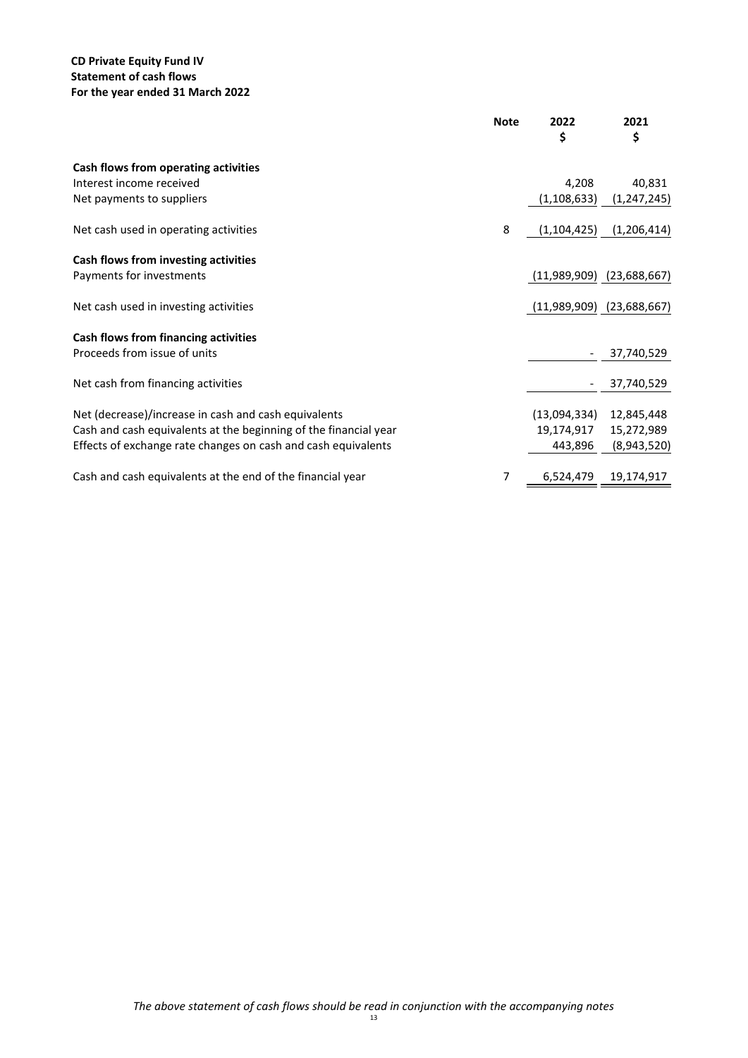**CD Private Equity Fund IV**
**Statement of cash flows**
**For the year ended 31 March 2022**

| | Note | 2022<br>$ | 2021<br>$ |
|---|---|---|---|
| **Cash flows from operating activities** | | | |
| Interest income received | | 4,208 | 40,831 |
| Net payments to suppliers | | (1,108,633) | (1,247,245) |
| Net cash used in operating activities | 8 | (1,104,425) | (1,206,414) |
| **Cash flows from investing activities** | | | |
| Payments for investments | | (11,989,909) | (23,688,667) |
| Net cash used in investing activities | | (11,989,909) | (23,688,667) |
| **Cash flows from financing activities** | | | |
| Proceeds from issue of units | | - | 37,740,529 |
| Net cash from financing activities | | - | 37,740,529 |
| Net (decrease)/increase in cash and cash equivalents | | (13,094,334) | 12,845,448 |
| Cash and cash equivalents at the beginning of the financial year | | 19,174,917 | 15,272,989 |
| Effects of exchange rate changes on cash and cash equivalents | | 443,896 | (8,943,520) |
| Cash and cash equivalents at the end of the financial year | 7 | 6,524,479 | 19,174,917 |

*The above statement of cash flows should be read in conjunction with the accompanying notes*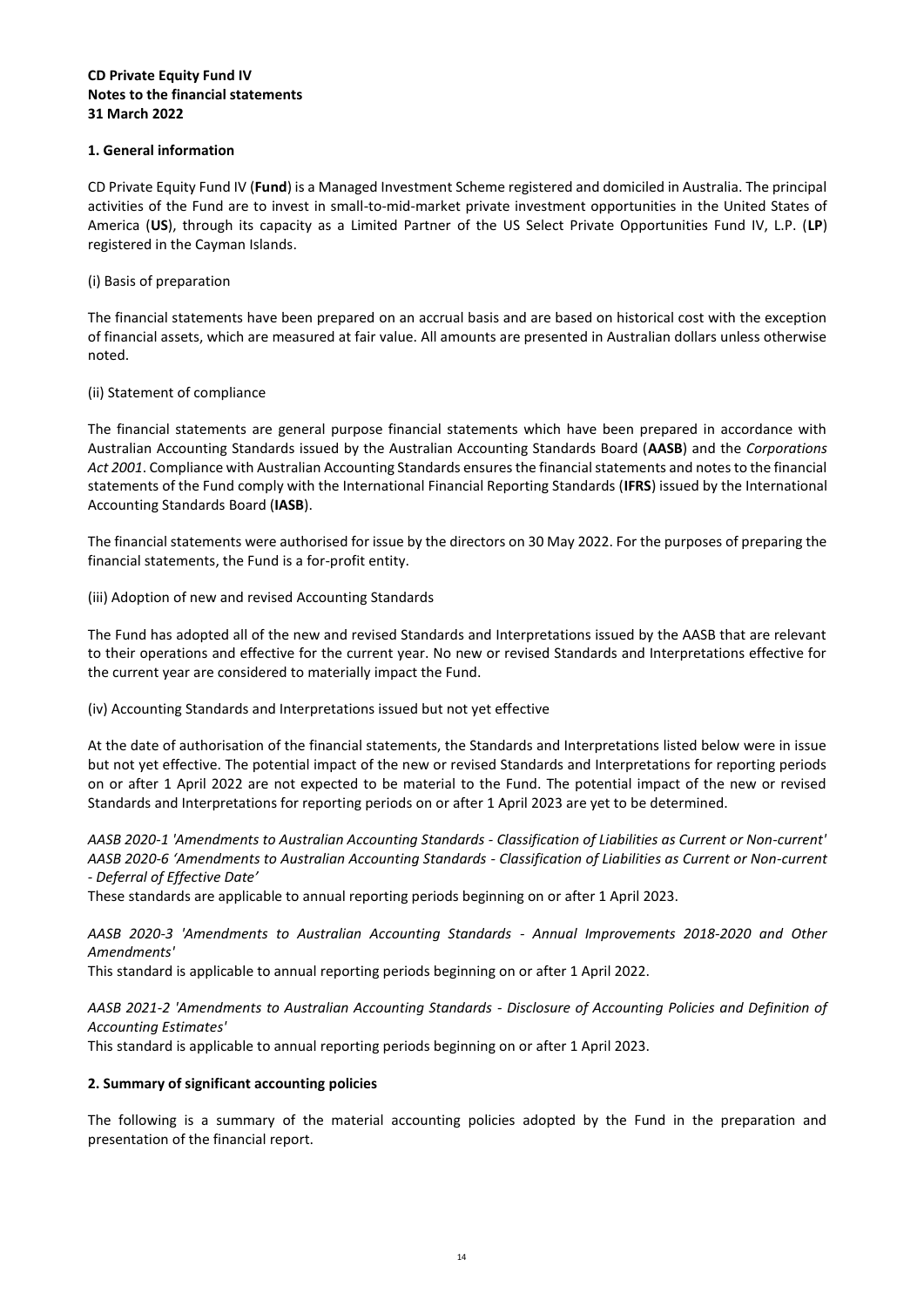**CD Private Equity Fund IV**
**Notes to the financial statements**
**31 March 2022**

## 1. General information

CD Private Equity Fund IV (**Fund**) is a Managed Investment Scheme registered and domiciled in Australia. The principal activities of the Fund are to invest in small-to-mid-market private investment opportunities in the United States of America (**US**), through its capacity as a Limited Partner of the US Select Private Opportunities Fund IV, L.P. (**LP**) registered in the Cayman Islands.

(i) Basis of preparation

The financial statements have been prepared on an accrual basis and are based on historical cost with the exception of financial assets, which are measured at fair value. All amounts are presented in Australian dollars unless otherwise noted.

(ii) Statement of compliance

The financial statements are general purpose financial statements which have been prepared in accordance with Australian Accounting Standards issued by the Australian Accounting Standards Board (**AASB**) and the *Corporations Act 2001*. Compliance with Australian Accounting Standards ensures the financial statements and notes to the financial statements of the Fund comply with the International Financial Reporting Standards (**IFRS**) issued by the International Accounting Standards Board (**IASB**).

The financial statements were authorised for issue by the directors on 30 May 2022. For the purposes of preparing the financial statements, the Fund is a for-profit entity.

(iii) Adoption of new and revised Accounting Standards

The Fund has adopted all of the new and revised Standards and Interpretations issued by the AASB that are relevant to their operations and effective for the current year. No new or revised Standards and Interpretations effective for the current year are considered to materially impact the Fund.

(iv) Accounting Standards and Interpretations issued but not yet effective

At the date of authorisation of the financial statements, the Standards and Interpretations listed below were in issue but not yet effective. The potential impact of the new or revised Standards and Interpretations for reporting periods on or after 1 April 2022 are not expected to be material to the Fund. The potential impact of the new or revised Standards and Interpretations for reporting periods on or after 1 April 2023 are yet to be determined.

*AASB 2020-1 'Amendments to Australian Accounting Standards - Classification of Liabilities as Current or Non-current'*
*AASB 2020-6 'Amendments to Australian Accounting Standards - Classification of Liabilities as Current or Non-current - Deferral of Effective Date'*
These standards are applicable to annual reporting periods beginning on or after 1 April 2023.

*AASB 2020-3 'Amendments to Australian Accounting Standards - Annual Improvements 2018-2020 and Other Amendments'*
This standard is applicable to annual reporting periods beginning on or after 1 April 2022.

*AASB 2021-2 'Amendments to Australian Accounting Standards - Disclosure of Accounting Policies and Definition of Accounting Estimates'*
This standard is applicable to annual reporting periods beginning on or after 1 April 2023.

## 2. Summary of significant accounting policies

The following is a summary of the material accounting policies adopted by the Fund in the preparation and presentation of the financial report.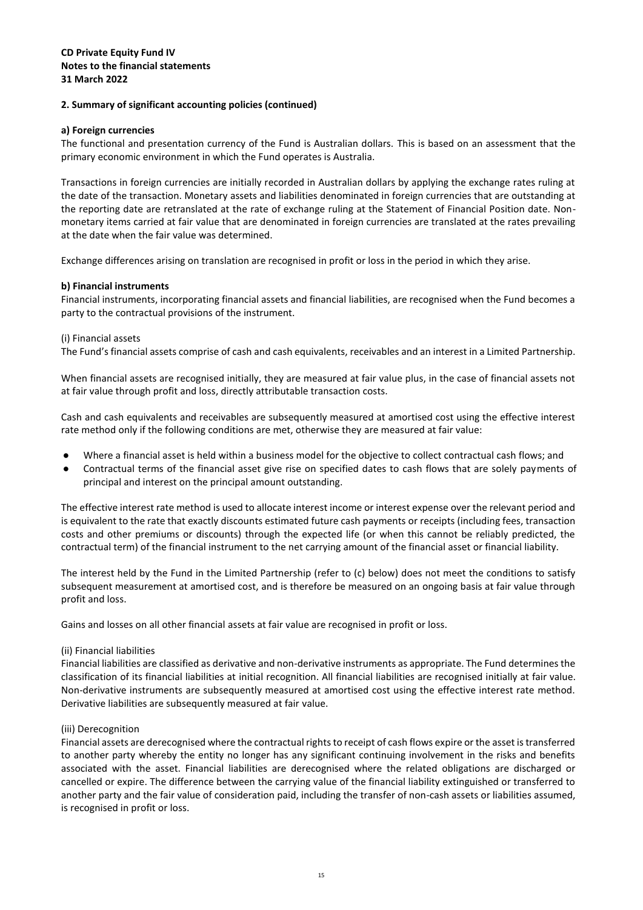**CD Private Equity Fund IV**
**Notes to the financial statements**
**31 March 2022**

**2. Summary of significant accounting policies (continued)**

**a) Foreign currencies**

The functional and presentation currency of the Fund is Australian dollars. This is based on an assessment that the primary economic environment in which the Fund operates is Australia.

Transactions in foreign currencies are initially recorded in Australian dollars by applying the exchange rates ruling at the date of the transaction. Monetary assets and liabilities denominated in foreign currencies that are outstanding at the reporting date are retranslated at the rate of exchange ruling at the Statement of Financial Position date. Non-monetary items carried at fair value that are denominated in foreign currencies are translated at the rates prevailing at the date when the fair value was determined.

Exchange differences arising on translation are recognised in profit or loss in the period in which they arise.

**b) Financial instruments**

Financial instruments, incorporating financial assets and financial liabilities, are recognised when the Fund becomes a party to the contractual provisions of the instrument.

(i) Financial assets

The Fund's financial assets comprise of cash and cash equivalents, receivables and an interest in a Limited Partnership.

When financial assets are recognised initially, they are measured at fair value plus, in the case of financial assets not at fair value through profit and loss, directly attributable transaction costs.

Cash and cash equivalents and receivables are subsequently measured at amortised cost using the effective interest rate method only if the following conditions are met, otherwise they are measured at fair value:

- Where a financial asset is held within a business model for the objective to collect contractual cash flows; and
- Contractual terms of the financial asset give rise on specified dates to cash flows that are solely payments of principal and interest on the principal amount outstanding.

The effective interest rate method is used to allocate interest income or interest expense over the relevant period and is equivalent to the rate that exactly discounts estimated future cash payments or receipts (including fees, transaction costs and other premiums or discounts) through the expected life (or when this cannot be reliably predicted, the contractual term) of the financial instrument to the net carrying amount of the financial asset or financial liability.

The interest held by the Fund in the Limited Partnership (refer to (c) below) does not meet the conditions to satisfy subsequent measurement at amortised cost, and is therefore be measured on an ongoing basis at fair value through profit and loss.

Gains and losses on all other financial assets at fair value are recognised in profit or loss.

(ii) Financial liabilities

Financial liabilities are classified as derivative and non-derivative instruments as appropriate. The Fund determines the classification of its financial liabilities at initial recognition. All financial liabilities are recognised initially at fair value. Non-derivative instruments are subsequently measured at amortised cost using the effective interest rate method. Derivative liabilities are subsequently measured at fair value.

(iii) Derecognition

Financial assets are derecognised where the contractual rights to receipt of cash flows expire or the asset is transferred to another party whereby the entity no longer has any significant continuing involvement in the risks and benefits associated with the asset. Financial liabilities are derecognised where the related obligations are discharged or cancelled or expire. The difference between the carrying value of the financial liability extinguished or transferred to another party and the fair value of consideration paid, including the transfer of non-cash assets or liabilities assumed, is recognised in profit or loss.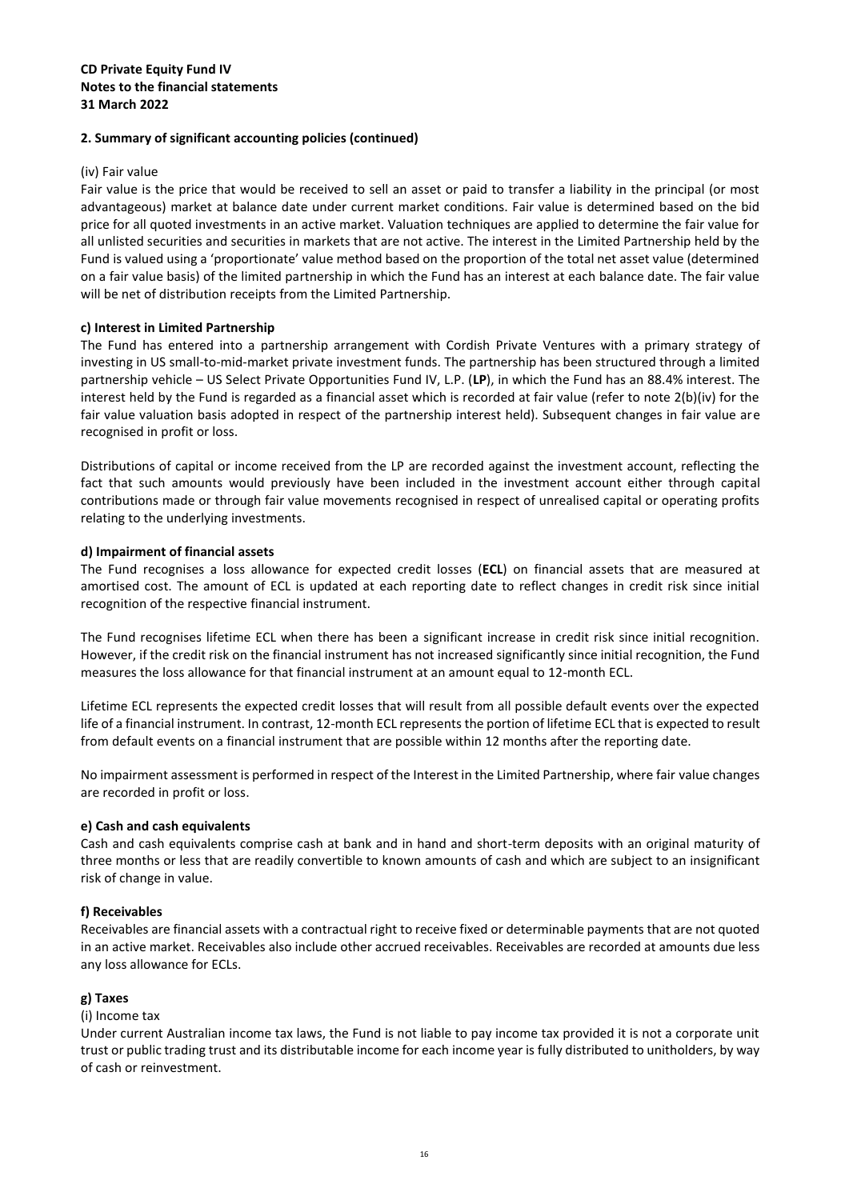**CD Private Equity Fund IV**
**Notes to the financial statements**
**31 March 2022**

**2. Summary of significant accounting policies (continued)**

(iv) Fair value

Fair value is the price that would be received to sell an asset or paid to transfer a liability in the principal (or most advantageous) market at balance date under current market conditions. Fair value is determined based on the bid price for all quoted investments in an active market. Valuation techniques are applied to determine the fair value for all unlisted securities and securities in markets that are not active. The interest in the Limited Partnership held by the Fund is valued using a 'proportionate' value method based on the proportion of the total net asset value (determined on a fair value basis) of the limited partnership in which the Fund has an interest at each balance date. The fair value will be net of distribution receipts from the Limited Partnership.

**c) Interest in Limited Partnership**

The Fund has entered into a partnership arrangement with Cordish Private Ventures with a primary strategy of investing in US small-to-mid-market private investment funds. The partnership has been structured through a limited partnership vehicle – US Select Private Opportunities Fund IV, L.P. (**LP**), in which the Fund has an 88.4% interest. The interest held by the Fund is regarded as a financial asset which is recorded at fair value (refer to note 2(b)(iv) for the fair value valuation basis adopted in respect of the partnership interest held). Subsequent changes in fair value are recognised in profit or loss.

Distributions of capital or income received from the LP are recorded against the investment account, reflecting the fact that such amounts would previously have been included in the investment account either through capital contributions made or through fair value movements recognised in respect of unrealised capital or operating profits relating to the underlying investments.

**d) Impairment of financial assets**

The Fund recognises a loss allowance for expected credit losses (**ECL**) on financial assets that are measured at amortised cost. The amount of ECL is updated at each reporting date to reflect changes in credit risk since initial recognition of the respective financial instrument.

The Fund recognises lifetime ECL when there has been a significant increase in credit risk since initial recognition. However, if the credit risk on the financial instrument has not increased significantly since initial recognition, the Fund measures the loss allowance for that financial instrument at an amount equal to 12-month ECL.

Lifetime ECL represents the expected credit losses that will result from all possible default events over the expected life of a financial instrument. In contrast, 12-month ECL represents the portion of lifetime ECL that is expected to result from default events on a financial instrument that are possible within 12 months after the reporting date.

No impairment assessment is performed in respect of the Interest in the Limited Partnership, where fair value changes are recorded in profit or loss.

**e) Cash and cash equivalents**

Cash and cash equivalents comprise cash at bank and in hand and short-term deposits with an original maturity of three months or less that are readily convertible to known amounts of cash and which are subject to an insignificant risk of change in value.

**f) Receivables**

Receivables are financial assets with a contractual right to receive fixed or determinable payments that are not quoted in an active market. Receivables also include other accrued receivables. Receivables are recorded at amounts due less any loss allowance for ECLs.

**g) Taxes**

(i) Income tax

Under current Australian income tax laws, the Fund is not liable to pay income tax provided it is not a corporate unit trust or public trading trust and its distributable income for each income year is fully distributed to unitholders, by way of cash or reinvestment.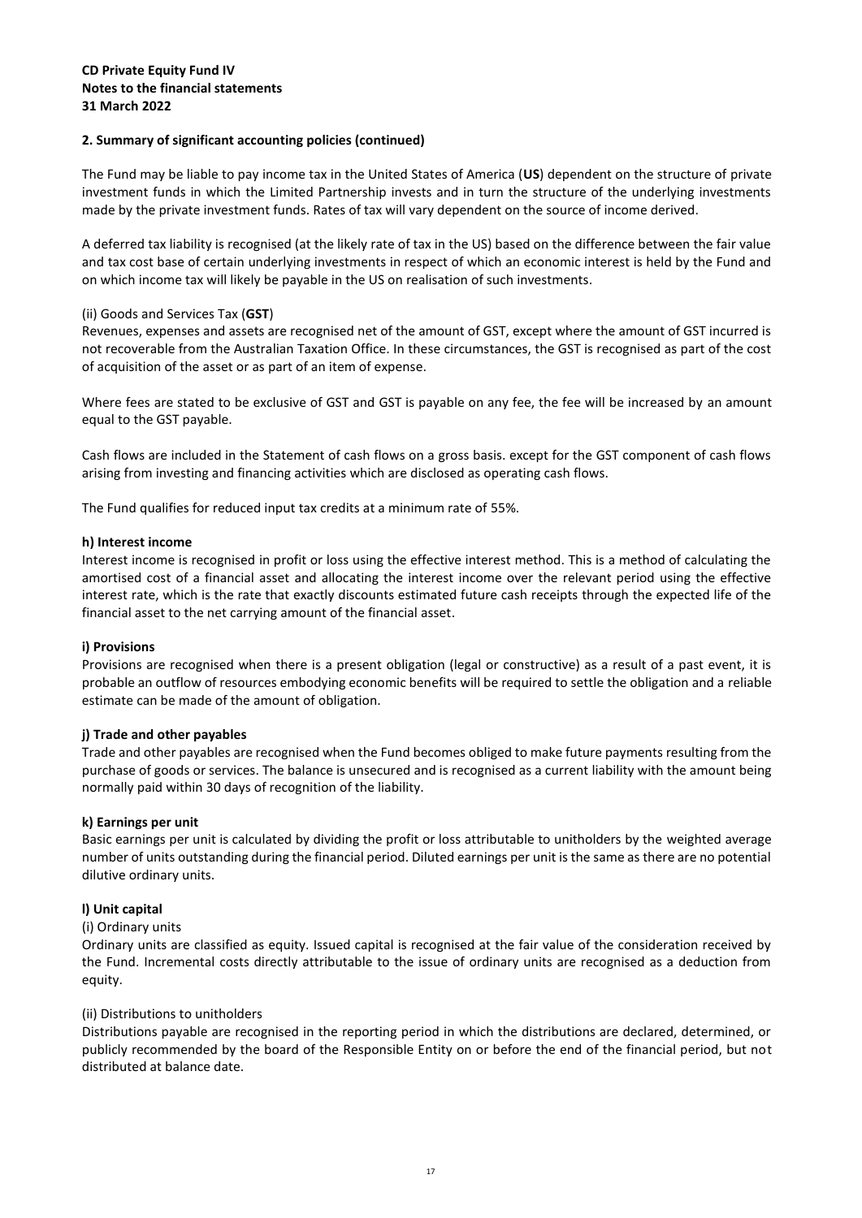**CD Private Equity Fund IV**
**Notes to the financial statements**
**31 March 2022**

**2. Summary of significant accounting policies (continued)**

The Fund may be liable to pay income tax in the United States of America (**US**) dependent on the structure of private investment funds in which the Limited Partnership invests and in turn the structure of the underlying investments made by the private investment funds. Rates of tax will vary dependent on the source of income derived.

A deferred tax liability is recognised (at the likely rate of tax in the US) based on the difference between the fair value and tax cost base of certain underlying investments in respect of which an economic interest is held by the Fund and on which income tax will likely be payable in the US on realisation of such investments.

(ii) Goods and Services Tax (**GST**)
Revenues, expenses and assets are recognised net of the amount of GST, except where the amount of GST incurred is not recoverable from the Australian Taxation Office. In these circumstances, the GST is recognised as part of the cost of acquisition of the asset or as part of an item of expense.

Where fees are stated to be exclusive of GST and GST is payable on any fee, the fee will be increased by an amount equal to the GST payable.

Cash flows are included in the Statement of cash flows on a gross basis. except for the GST component of cash flows arising from investing and financing activities which are disclosed as operating cash flows.

The Fund qualifies for reduced input tax credits at a minimum rate of 55%.

**h) Interest income**
Interest income is recognised in profit or loss using the effective interest method. This is a method of calculating the amortised cost of a financial asset and allocating the interest income over the relevant period using the effective interest rate, which is the rate that exactly discounts estimated future cash receipts through the expected life of the financial asset to the net carrying amount of the financial asset.

**i) Provisions**
Provisions are recognised when there is a present obligation (legal or constructive) as a result of a past event, it is probable an outflow of resources embodying economic benefits will be required to settle the obligation and a reliable estimate can be made of the amount of obligation.

**j) Trade and other payables**
Trade and other payables are recognised when the Fund becomes obliged to make future payments resulting from the purchase of goods or services. The balance is unsecured and is recognised as a current liability with the amount being normally paid within 30 days of recognition of the liability.

**k) Earnings per unit**
Basic earnings per unit is calculated by dividing the profit or loss attributable to unitholders by the weighted average number of units outstanding during the financial period. Diluted earnings per unit is the same as there are no potential dilutive ordinary units.

**l) Unit capital**
(i) Ordinary units
Ordinary units are classified as equity. Issued capital is recognised at the fair value of the consideration received by the Fund. Incremental costs directly attributable to the issue of ordinary units are recognised as a deduction from equity.

(ii) Distributions to unitholders
Distributions payable are recognised in the reporting period in which the distributions are declared, determined, or publicly recommended by the board of the Responsible Entity on or before the end of the financial period, but not distributed at balance date.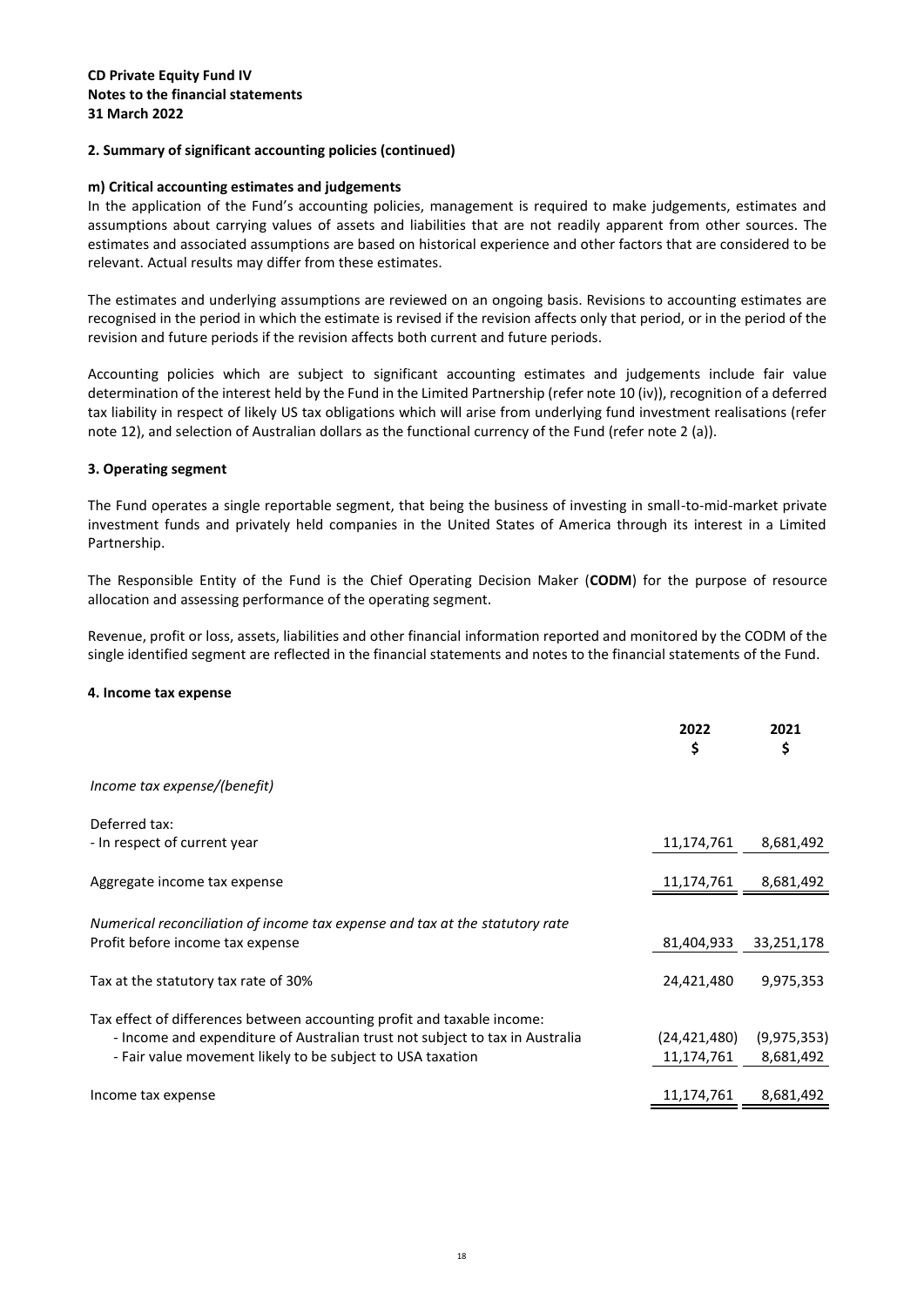**CD Private Equity Fund IV**
**Notes to the financial statements**
**31 March 2022**

**2. Summary of significant accounting policies (continued)**

**m) Critical accounting estimates and judgements**

In the application of the Fund's accounting policies, management is required to make judgements, estimates and assumptions about carrying values of assets and liabilities that are not readily apparent from other sources. The estimates and associated assumptions are based on historical experience and other factors that are considered to be relevant. Actual results may differ from these estimates.

The estimates and underlying assumptions are reviewed on an ongoing basis. Revisions to accounting estimates are recognised in the period in which the estimate is revised if the revision affects only that period, or in the period of the revision and future periods if the revision affects both current and future periods.

Accounting policies which are subject to significant accounting estimates and judgements include fair value determination of the interest held by the Fund in the Limited Partnership (refer note 10 (iv)), recognition of a deferred tax liability in respect of likely US tax obligations which will arise from underlying fund investment realisations (refer note 12), and selection of Australian dollars as the functional currency of the Fund (refer note 2 (a)).

**3. Operating segment**

The Fund operates a single reportable segment, that being the business of investing in small-to-mid-market private investment funds and privately held companies in the United States of America through its interest in a Limited Partnership.

The Responsible Entity of the Fund is the Chief Operating Decision Maker (**CODM**) for the purpose of resource allocation and assessing performance of the operating segment.

Revenue, profit or loss, assets, liabilities and other financial information reported and monitored by the CODM of the single identified segment are reflected in the financial statements and notes to the financial statements of the Fund.

**4. Income tax expense**

| | 2022<br>$ | 2021<br>$ |
|---|---|---|
| *Income tax expense/(benefit)* | | |
| Deferred tax: | | |
| - In respect of current year | 11,174,761 | 8,681,492 |
| Aggregate income tax expense | 11,174,761 | 8,681,492 |
| *Numerical reconciliation of income tax expense and tax at the statutory rate* | | |
| Profit before income tax expense | 81,404,933 | 33,251,178 |
| Tax at the statutory tax rate of 30% | 24,421,480 | 9,975,353 |
| Tax effect of differences between accounting profit and taxable income: | | |
| - Income and expenditure of Australian trust not subject to tax in Australia | (24,421,480) | (9,975,353) |
| - Fair value movement likely to be subject to USA taxation | 11,174,761 | 8,681,492 |
| Income tax expense | 11,174,761 | 8,681,492 |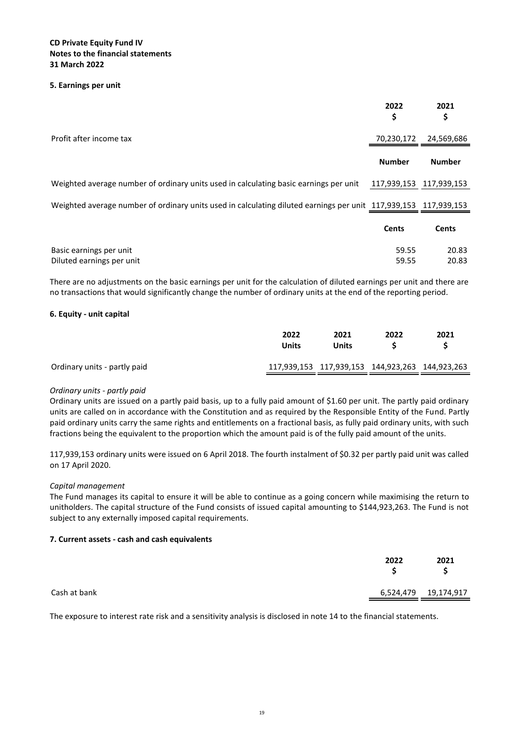**CD Private Equity Fund IV**
**Notes to the financial statements**
**31 March 2022**

### 5. Earnings per unit

| | 2022 $ | 2021 $ |
|---|---|---|
| Profit after income tax | 70,230,172 | 24,569,686 |
| | **Number** | **Number** |
| Weighted average number of ordinary units used in calculating basic earnings per unit | 117,939,153 | 117,939,153 |
| Weighted average number of ordinary units used in calculating diluted earnings per unit | 117,939,153 | 117,939,153 |
| | **Cents** | **Cents** |
| Basic earnings per unit | 59.55 | 20.83 |
| Diluted earnings per unit | 59.55 | 20.83 |

There are no adjustments on the basic earnings per unit for the calculation of diluted earnings per unit and there are no transactions that would significantly change the number of ordinary units at the end of the reporting period.

### 6. Equity - unit capital

| | 2022 Units | 2021 Units | 2022 $ | 2021 $ |
|---|---|---|---|---|
| Ordinary units - partly paid | 117,939,153 | 117,939,153 | 144,923,263 | 144,923,263 |

*Ordinary units - partly paid*

Ordinary units are issued on a partly paid basis, up to a fully paid amount of $1.60 per unit. The partly paid ordinary units are called on in accordance with the Constitution and as required by the Responsible Entity of the Fund. Partly paid ordinary units carry the same rights and entitlements on a fractional basis, as fully paid ordinary units, with such fractions being the equivalent to the proportion which the amount paid is of the fully paid amount of the units.

117,939,153 ordinary units were issued on 6 April 2018. The fourth instalment of $0.32 per partly paid unit was called on 17 April 2020.

*Capital management*

The Fund manages its capital to ensure it will be able to continue as a going concern while maximising the return to unitholders. The capital structure of the Fund consists of issued capital amounting to $144,923,263. The Fund is not subject to any externally imposed capital requirements.

### 7. Current assets - cash and cash equivalents

| | 2022 $ | 2021 $ |
|---|---|---|
| Cash at bank | 6,524,479 | 19,174,917 |

The exposure to interest rate risk and a sensitivity analysis is disclosed in note 14 to the financial statements.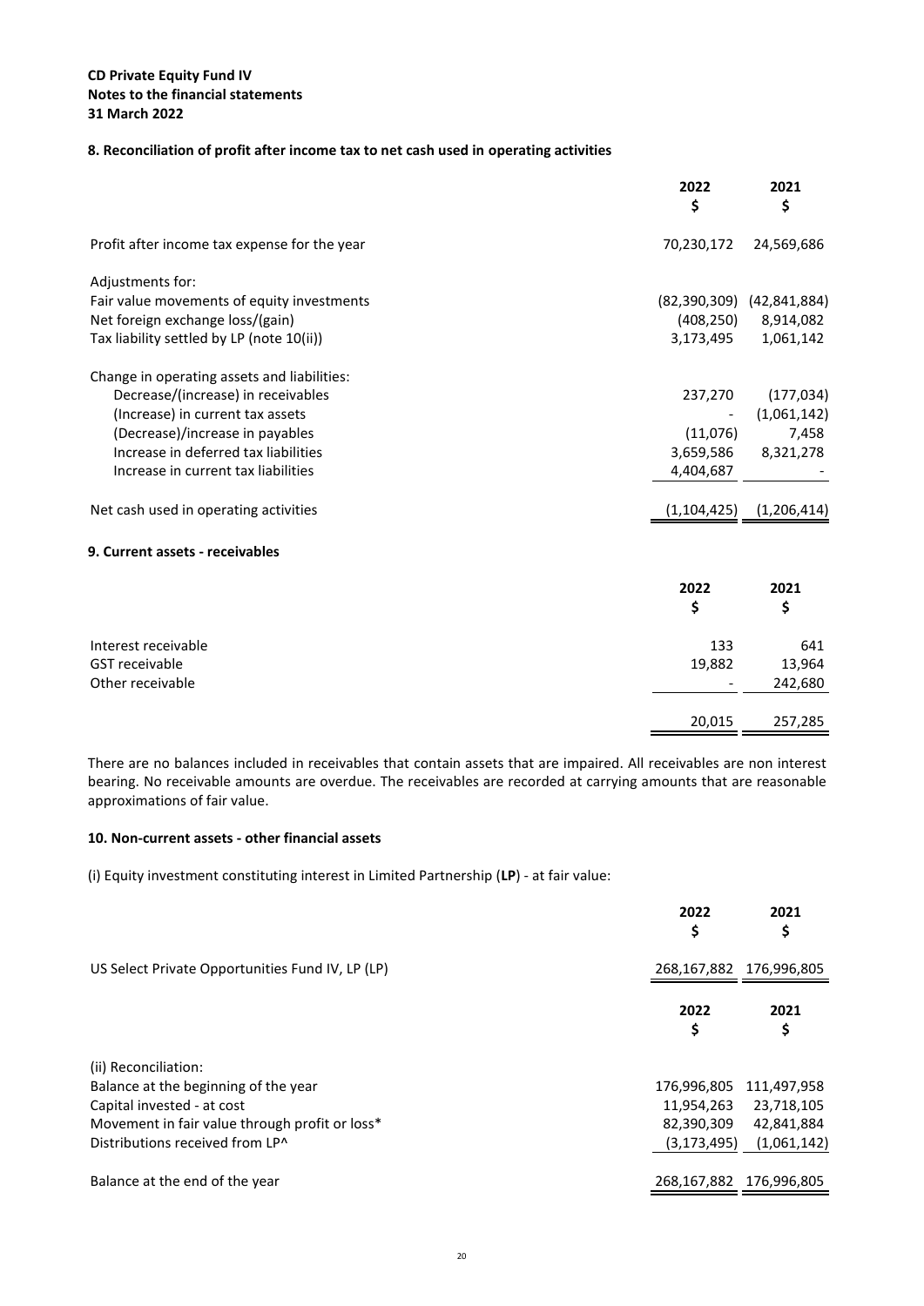**CD Private Equity Fund IV**
**Notes to the financial statements**
**31 March 2022**

## 8. Reconciliation of profit after income tax to net cash used in operating activities

| | 2022<br>$ | 2021<br>$ |
|---|---|---|
| Profit after income tax expense for the year | 70,230,172 | 24,569,686 |
| | | |
| Adjustments for: | | |
| Fair value movements of equity investments | (82,390,309) | (42,841,884) |
| Net foreign exchange loss/(gain) | (408,250) | 8,914,082 |
| Tax liability settled by LP (note 10(ii)) | 3,173,495 | 1,061,142 |
| | | |
| Change in operating assets and liabilities: | | |
| Decrease/(increase) in receivables | 237,270 | (177,034) |
| (Increase) in current tax assets | - | (1,061,142) |
| (Decrease)/increase in payables | (11,076) | 7,458 |
| Increase in deferred tax liabilities | 3,659,586 | 8,321,278 |
| Increase in current tax liabilities | 4,404,687 | - |
| | | |
| Net cash used in operating activities | (1,104,425) | (1,206,414) |

## 9. Current assets - receivables

| | 2022<br>$ | 2021<br>$ |
|---|---|---|
| Interest receivable | 133 | 641 |
| GST receivable | 19,882 | 13,964 |
| Other receivable | - | 242,680 |
| | 20,015 | 257,285 |

There are no balances included in receivables that contain assets that are impaired. All receivables are non interest bearing. No receivable amounts are overdue. The receivables are recorded at carrying amounts that are reasonable approximations of fair value.

## 10. Non-current assets - other financial assets

(i) Equity investment constituting interest in Limited Partnership (**LP**) - at fair value:

| | 2022<br>$ | 2021<br>$ |
|---|---|---|
| US Select Private Opportunities Fund IV, LP (LP) | 268,167,882 | 176,996,805 |

| | 2022<br>$ | 2021<br>$ |
|---|---|---|
| (ii) Reconciliation: | | |
| Balance at the beginning of the year | 176,996,805 | 111,497,958 |
| Capital invested - at cost | 11,954,263 | 23,718,105 |
| Movement in fair value through profit or loss* | 82,390,309 | 42,841,884 |
| Distributions received from LP^ | (3,173,495) | (1,061,142) |
| | | |
| Balance at the end of the year | 268,167,882 | 176,996,805 |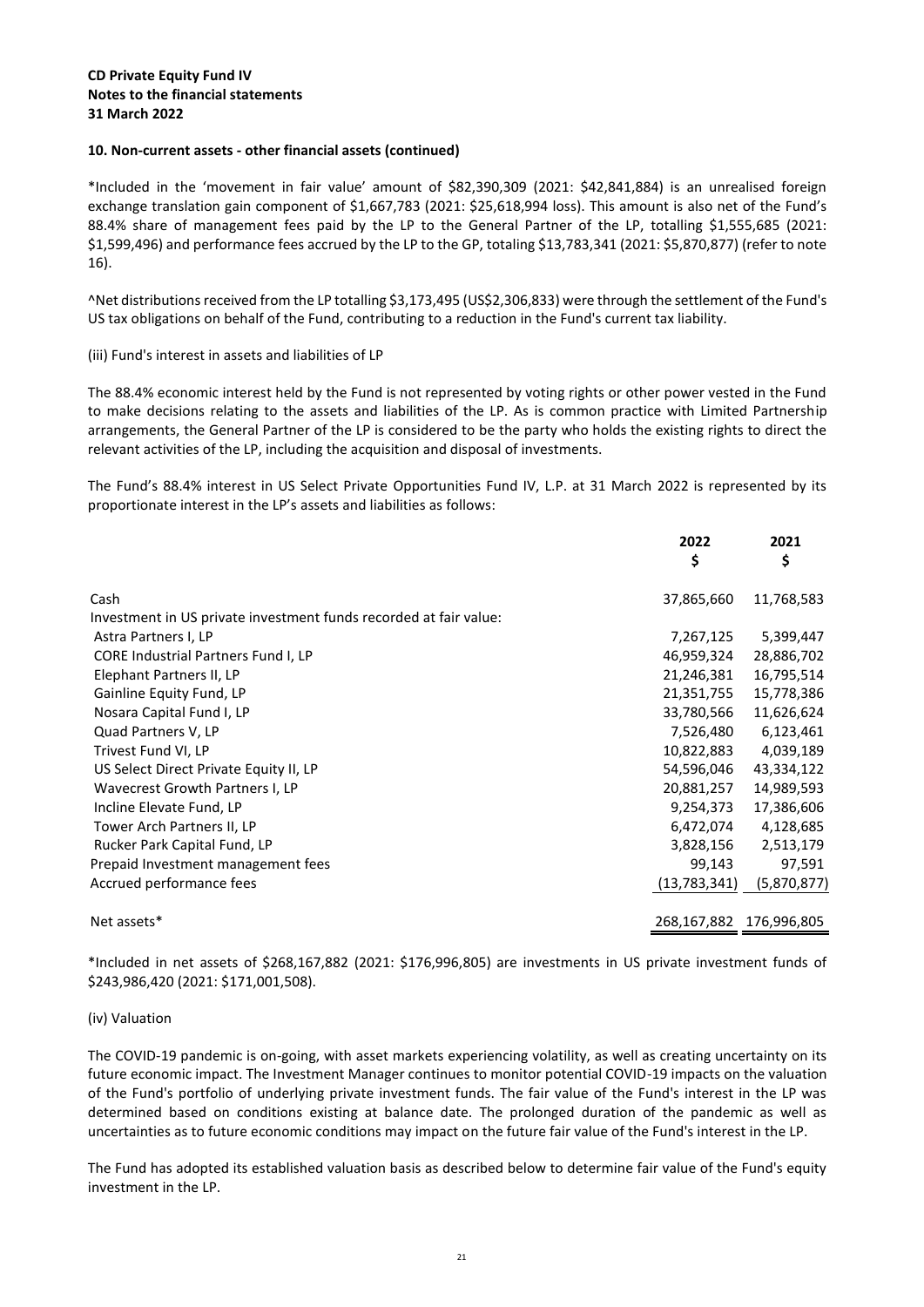**CD Private Equity Fund IV**
**Notes to the financial statements**
**31 March 2022**

**10. Non-current assets - other financial assets (continued)**

*Included in the 'movement in fair value' amount of $82,390,309 (2021: $42,841,884) is an unrealised foreign exchange translation gain component of $1,667,783 (2021: $25,618,994 loss). This amount is also net of the Fund's 88.4% share of management fees paid by the LP to the General Partner of the LP, totalling $1,555,685 (2021: $1,599,496) and performance fees accrued by the LP to the GP, totaling $13,783,341 (2021: $5,870,877) (refer to note 16).

^Net distributions received from the LP totalling $3,173,495 (US$2,306,833) were through the settlement of the Fund's US tax obligations on behalf of the Fund, contributing to a reduction in the Fund's current tax liability.

(iii) Fund's interest in assets and liabilities of LP

The 88.4% economic interest held by the Fund is not represented by voting rights or other power vested in the Fund to make decisions relating to the assets and liabilities of the LP. As is common practice with Limited Partnership arrangements, the General Partner of the LP is considered to be the party who holds the existing rights to direct the relevant activities of the LP, including the acquisition and disposal of investments.

The Fund's 88.4% interest in US Select Private Opportunities Fund IV, L.P. at 31 March 2022 is represented by its proportionate interest in the LP's assets and liabilities as follows:

| | 2022 $ | 2021 $ |
|---|---|---|
| Cash | 37,865,660 | 11,768,583 |
| Investment in US private investment funds recorded at fair value: | | |
| Astra Partners I, LP | 7,267,125 | 5,399,447 |
| CORE Industrial Partners Fund I, LP | 46,959,324 | 28,886,702 |
| Elephant Partners II, LP | 21,246,381 | 16,795,514 |
| Gainline Equity Fund, LP | 21,351,755 | 15,778,386 |
| Nosara Capital Fund I, LP | 33,780,566 | 11,626,624 |
| Quad Partners V, LP | 7,526,480 | 6,123,461 |
| Trivest Fund VI, LP | 10,822,883 | 4,039,189 |
| US Select Direct Private Equity II, LP | 54,596,046 | 43,334,122 |
| Wavecrest Growth Partners I, LP | 20,881,257 | 14,989,593 |
| Incline Elevate Fund, LP | 9,254,373 | 17,386,606 |
| Tower Arch Partners II, LP | 6,472,074 | 4,128,685 |
| Rucker Park Capital Fund, LP | 3,828,156 | 2,513,179 |
| Prepaid Investment management fees | 99,143 | 97,591 |
| Accrued performance fees | (13,783,341) | (5,870,877) |
| Net assets* | 268,167,882 | 176,996,805 |

*Included in net assets of $268,167,882 (2021: $176,996,805) are investments in US private investment funds of $243,986,420 (2021: $171,001,508).

(iv) Valuation

The COVID-19 pandemic is on-going, with asset markets experiencing volatility, as well as creating uncertainty on its future economic impact. The Investment Manager continues to monitor potential COVID-19 impacts on the valuation of the Fund's portfolio of underlying private investment funds. The fair value of the Fund's interest in the LP was determined based on conditions existing at balance date. The prolonged duration of the pandemic as well as uncertainties as to future economic conditions may impact on the future fair value of the Fund's interest in the LP.

The Fund has adopted its established valuation basis as described below to determine fair value of the Fund's equity investment in the LP.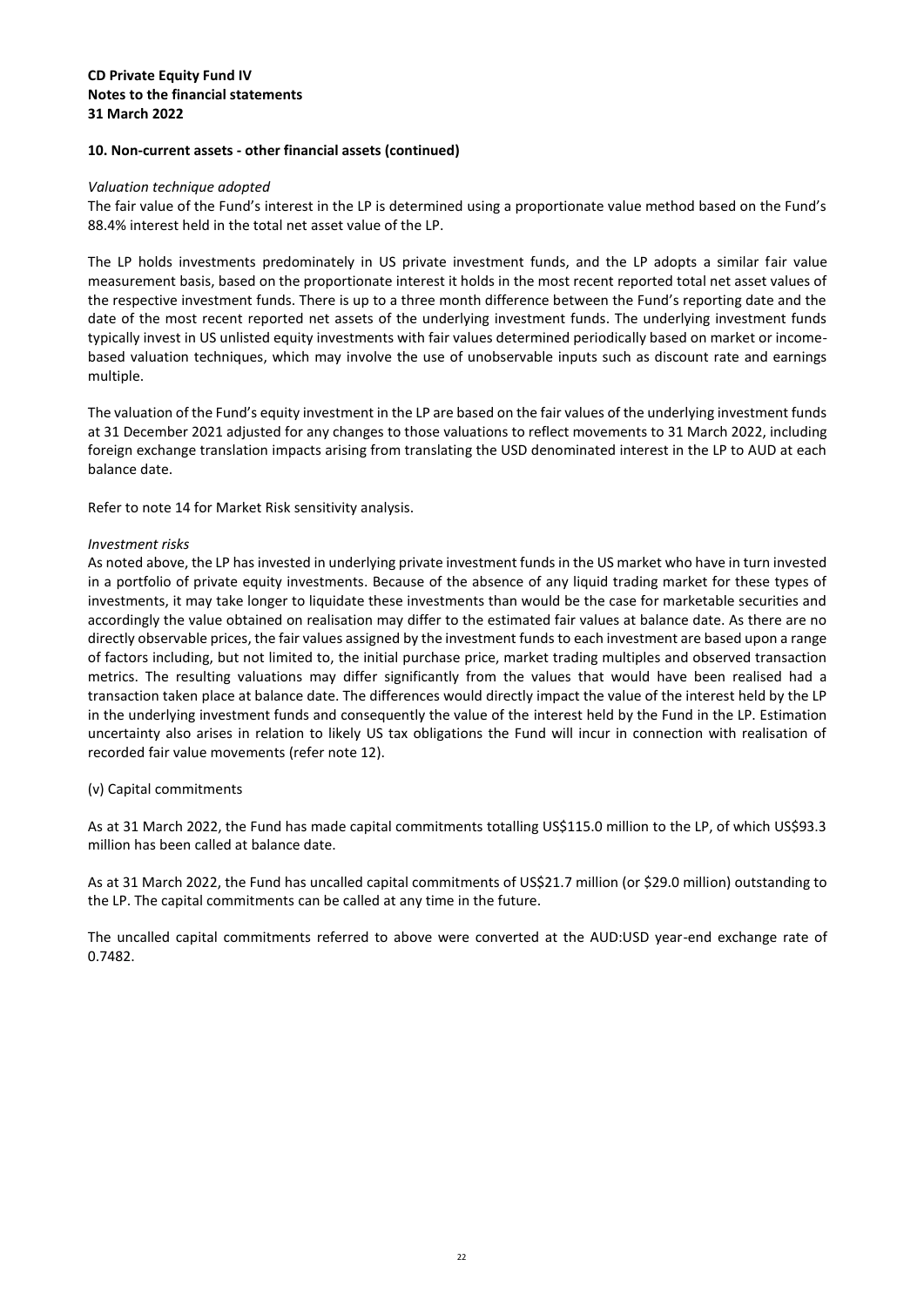**CD Private Equity Fund IV**
**Notes to the financial statements**
**31 March 2022**

**10. Non-current assets - other financial assets (continued)**

*Valuation technique adopted*

The fair value of the Fund's interest in the LP is determined using a proportionate value method based on the Fund's 88.4% interest held in the total net asset value of the LP.

The LP holds investments predominately in US private investment funds, and the LP adopts a similar fair value measurement basis, based on the proportionate interest it holds in the most recent reported total net asset values of the respective investment funds. There is up to a three month difference between the Fund's reporting date and the date of the most recent reported net assets of the underlying investment funds. The underlying investment funds typically invest in US unlisted equity investments with fair values determined periodically based on market or income-based valuation techniques, which may involve the use of unobservable inputs such as discount rate and earnings multiple.

The valuation of the Fund's equity investment in the LP are based on the fair values of the underlying investment funds at 31 December 2021 adjusted for any changes to those valuations to reflect movements to 31 March 2022, including foreign exchange translation impacts arising from translating the USD denominated interest in the LP to AUD at each balance date.

Refer to note 14 for Market Risk sensitivity analysis.

*Investment risks*

As noted above, the LP has invested in underlying private investment funds in the US market who have in turn invested in a portfolio of private equity investments. Because of the absence of any liquid trading market for these types of investments, it may take longer to liquidate these investments than would be the case for marketable securities and accordingly the value obtained on realisation may differ to the estimated fair values at balance date. As there are no directly observable prices, the fair values assigned by the investment funds to each investment are based upon a range of factors including, but not limited to, the initial purchase price, market trading multiples and observed transaction metrics. The resulting valuations may differ significantly from the values that would have been realised had a transaction taken place at balance date. The differences would directly impact the value of the interest held by the LP in the underlying investment funds and consequently the value of the interest held by the Fund in the LP. Estimation uncertainty also arises in relation to likely US tax obligations the Fund will incur in connection with realisation of recorded fair value movements (refer note 12).

(v) Capital commitments

As at 31 March 2022, the Fund has made capital commitments totalling US$115.0 million to the LP, of which US$93.3 million has been called at balance date.

As at 31 March 2022, the Fund has uncalled capital commitments of US$21.7 million (or $29.0 million) outstanding to the LP. The capital commitments can be called at any time in the future.

The uncalled capital commitments referred to above were converted at the AUD:USD year-end exchange rate of 0.7482.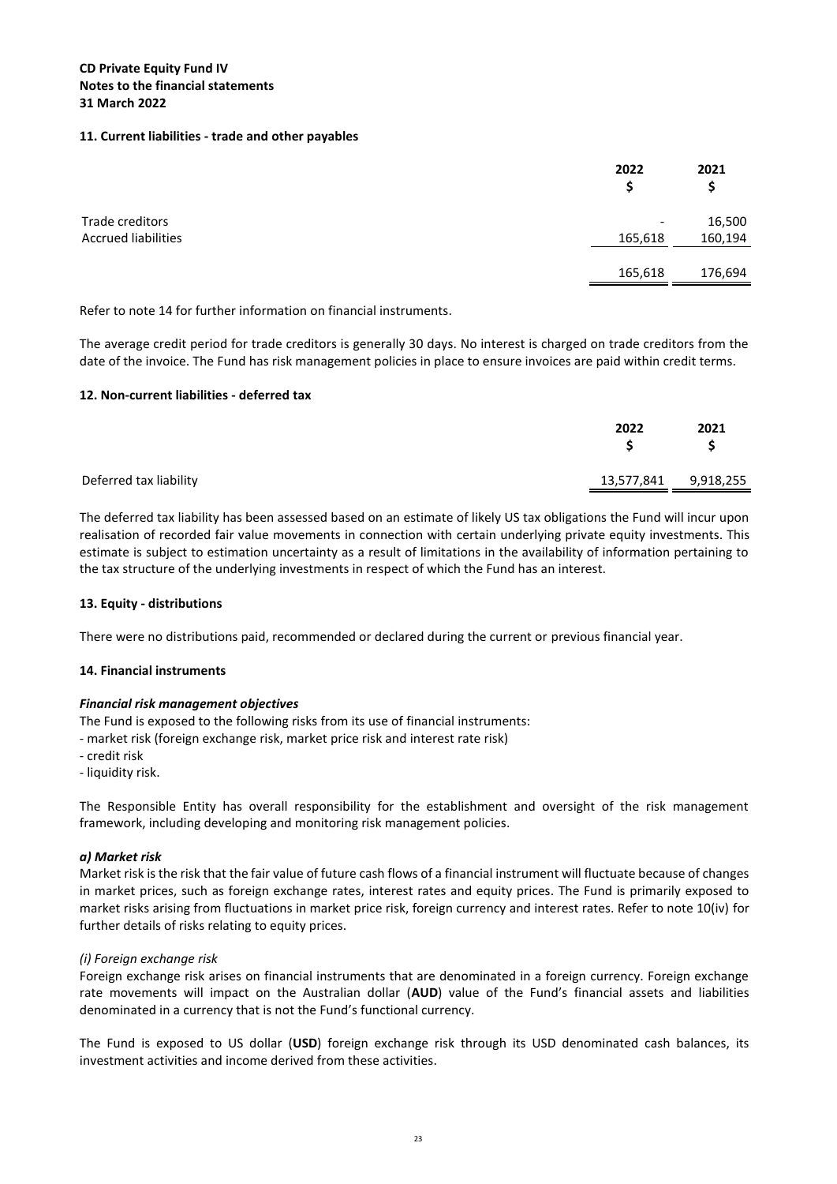**CD Private Equity Fund IV**
**Notes to the financial statements**
**31 March 2022**

### 11. Current liabilities - trade and other payables

| | 2022 $ | 2021 $ |
|---|---|---|
| Trade creditors | - | 16,500 |
| Accrued liabilities | 165,618 | 160,194 |
| | 165,618 | 176,694 |

Refer to note 14 for further information on financial instruments.

The average credit period for trade creditors is generally 30 days. No interest is charged on trade creditors from the date of the invoice. The Fund has risk management policies in place to ensure invoices are paid within credit terms.

### 12. Non-current liabilities - deferred tax

| | 2022 $ | 2021 $ |
|---|---|---|
| Deferred tax liability | 13,577,841 | 9,918,255 |

The deferred tax liability has been assessed based on an estimate of likely US tax obligations the Fund will incur upon realisation of recorded fair value movements in connection with certain underlying private equity investments. This estimate is subject to estimation uncertainty as a result of limitations in the availability of information pertaining to the tax structure of the underlying investments in respect of which the Fund has an interest.

### 13. Equity - distributions

There were no distributions paid, recommended or declared during the current or previous financial year.

### 14. Financial instruments

***Financial risk management objectives***

The Fund is exposed to the following risks from its use of financial instruments:

- market risk (foreign exchange risk, market price risk and interest rate risk)
- credit risk
- liquidity risk.

The Responsible Entity has overall responsibility for the establishment and oversight of the risk management framework, including developing and monitoring risk management policies.

***a) Market risk***

Market risk is the risk that the fair value of future cash flows of a financial instrument will fluctuate because of changes in market prices, such as foreign exchange rates, interest rates and equity prices. The Fund is primarily exposed to market risks arising from fluctuations in market price risk, foreign currency and interest rates. Refer to note 10(iv) for further details of risks relating to equity prices.

*(i) Foreign exchange risk*

Foreign exchange risk arises on financial instruments that are denominated in a foreign currency. Foreign exchange rate movements will impact on the Australian dollar (**AUD**) value of the Fund's financial assets and liabilities denominated in a currency that is not the Fund's functional currency.

The Fund is exposed to US dollar (**USD**) foreign exchange risk through its USD denominated cash balances, its investment activities and income derived from these activities.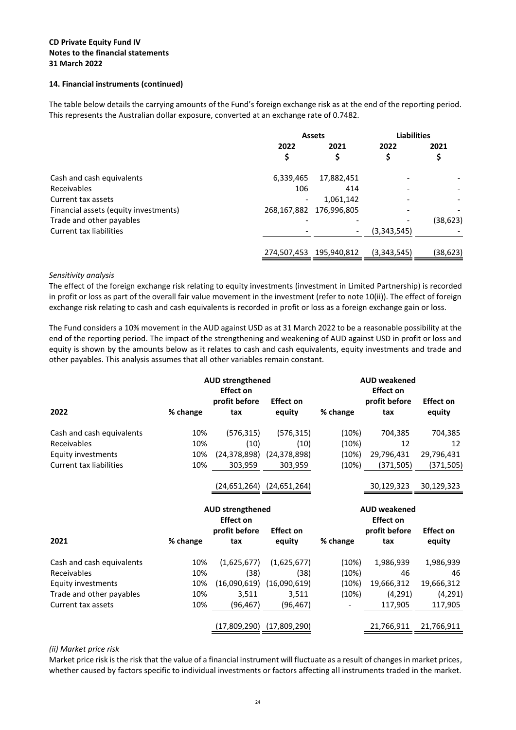**CD Private Equity Fund IV**
**Notes to the financial statements**
**31 March 2022**

**14. Financial instruments (continued)**

The table below details the carrying amounts of the Fund's foreign exchange risk as at the end of the reporting period. This represents the Australian dollar exposure, converted at an exchange rate of 0.7482.

| | Assets | | Liabilities | |
|---|---|---|---|---|
| | 2022 | 2021 | 2022 | 2021 |
| | $ | $ | $ | $ |
| Cash and cash equivalents | 6,339,465 | 17,882,451 | - | - |
| Receivables | 106 | 414 | - | - |
| Current tax assets | - | 1,061,142 | - | - |
| Financial assets (equity investments) | 268,167,882 | 176,996,805 | - | - |
| Trade and other payables | - | - | - | (38,623) |
| Current tax liabilities | - | - | (3,343,545) | - |
| | 274,507,453 | 195,940,812 | (3,343,545) | (38,623) |

*Sensitivity analysis*
The effect of the foreign exchange risk relating to equity investments (investment in Limited Partnership) is recorded in profit or loss as part of the overall fair value movement in the investment (refer to note 10(ii)). The effect of foreign exchange risk relating to cash and cash equivalents is recorded in profit or loss as a foreign exchange gain or loss.

The Fund considers a 10% movement in the AUD against USD as at 31 March 2022 to be a reasonable possibility at the end of the reporting period. The impact of the strengthening and weakening of AUD against USD in profit or loss and equity is shown by the amounts below as it relates to cash and cash equivalents, equity investments and trade and other payables. This analysis assumes that all other variables remain constant.

| | AUD strengthened | | | AUD weakened | | |
|---|---|---|---|---|---|---|
| 2022 | % change | Effect on profit before tax | Effect on equity | % change | Effect on profit before tax | Effect on equity |
| Cash and cash equivalents | 10% | (576,315) | (576,315) | (10%) | 704,385 | 704,385 |
| Receivables | 10% | (10) | (10) | (10%) | 12 | 12 |
| Equity investments | 10% | (24,378,898) | (24,378,898) | (10%) | 29,796,431 | 29,796,431 |
| Current tax liabilities | 10% | 303,959 | 303,959 | (10%) | (371,505) | (371,505) |
| | | (24,651,264) | (24,651,264) | | 30,129,323 | 30,129,323 |

| | AUD strengthened | | | AUD weakened | | |
|---|---|---|---|---|---|---|
| 2021 | % change | Effect on profit before tax | Effect on equity | % change | Effect on profit before tax | Effect on equity |
| Cash and cash equivalents | 10% | (1,625,677) | (1,625,677) | (10%) | 1,986,939 | 1,986,939 |
| Receivables | 10% | (38) | (38) | (10%) | 46 | 46 |
| Equity investments | 10% | (16,090,619) | (16,090,619) | (10%) | 19,666,312 | 19,666,312 |
| Trade and other payables | 10% | 3,511 | 3,511 | (10%) | (4,291) | (4,291) |
| Current tax assets | 10% | (96,467) | (96,467) | - | 117,905 | 117,905 |
| | | (17,809,290) | (17,809,290) | | 21,766,911 | 21,766,911 |

*(ii) Market price risk*
Market price risk is the risk that the value of a financial instrument will fluctuate as a result of changes in market prices, whether caused by factors specific to individual investments or factors affecting all instruments traded in the market.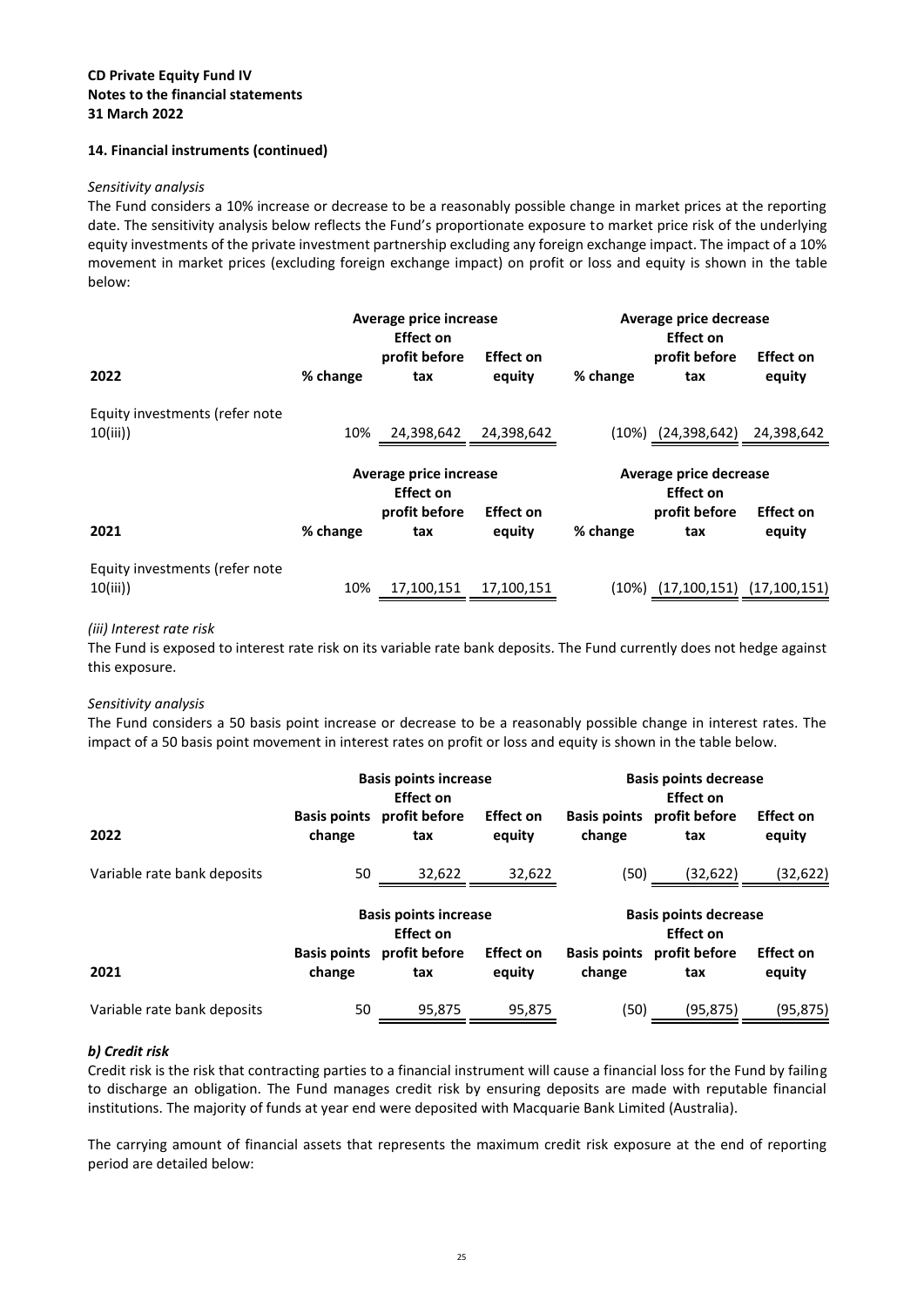**14. Financial instruments (continued)**

*Sensitivity analysis*

The Fund considers a 10% increase or decrease to be a reasonably possible change in market prices at the reporting date. The sensitivity analysis below reflects the Fund's proportionate exposure to market price risk of the underlying equity investments of the private investment partnership excluding any foreign exchange impact. The impact of a 10% movement in market prices (excluding foreign exchange impact) on profit or loss and equity is shown in the table below:

| | Average price increase | | | Average price decrease | | |
|---|---|---|---|---|---|---|
| **2022** | **% change** | **Effect on profit before tax** | **Effect on equity** | **% change** | **Effect on profit before tax** | **Effect on equity** |
| Equity investments (refer note 10(iii)) | 10% | 24,398,642 | 24,398,642 | (10%) | (24,398,642) | 24,398,642 |

| | Average price increase | | | Average price decrease | | |
|---|---|---|---|---|---|---|
| **2021** | **% change** | **Effect on profit before tax** | **Effect on equity** | **% change** | **Effect on profit before tax** | **Effect on equity** |
| Equity investments (refer note 10(iii)) | 10% | 17,100,151 | 17,100,151 | (10%) | (17,100,151) | (17,100,151) |

*(iii) Interest rate risk*

The Fund is exposed to interest rate risk on its variable rate bank deposits. The Fund currently does not hedge against this exposure.

*Sensitivity analysis*

The Fund considers a 50 basis point increase or decrease to be a reasonably possible change in interest rates. The impact of a 50 basis point movement in interest rates on profit or loss and equity is shown in the table below.

| | Basis points increase | | | Basis points decrease | | |
|---|---|---|---|---|---|---|
| **2022** | **Basis points change** | **Effect on profit before tax** | **Effect on equity** | **Basis points change** | **Effect on profit before tax** | **Effect on equity** |
| Variable rate bank deposits | 50 | 32,622 | 32,622 | (50) | (32,622) | (32,622) |

| | Basis points increase | | | Basis points decrease | | |
|---|---|---|---|---|---|---|
| **2021** | **Basis points change** | **Effect on profit before tax** | **Effect on equity** | **Basis points change** | **Effect on profit before tax** | **Effect on equity** |
| Variable rate bank deposits | 50 | 95,875 | 95,875 | (50) | (95,875) | (95,875) |

***b) Credit risk***

Credit risk is the risk that contracting parties to a financial instrument will cause a financial loss for the Fund by failing to discharge an obligation. The Fund manages credit risk by ensuring deposits are made with reputable financial institutions. The majority of funds at year end were deposited with Macquarie Bank Limited (Australia).

The carrying amount of financial assets that represents the maximum credit risk exposure at the end of reporting period are detailed below: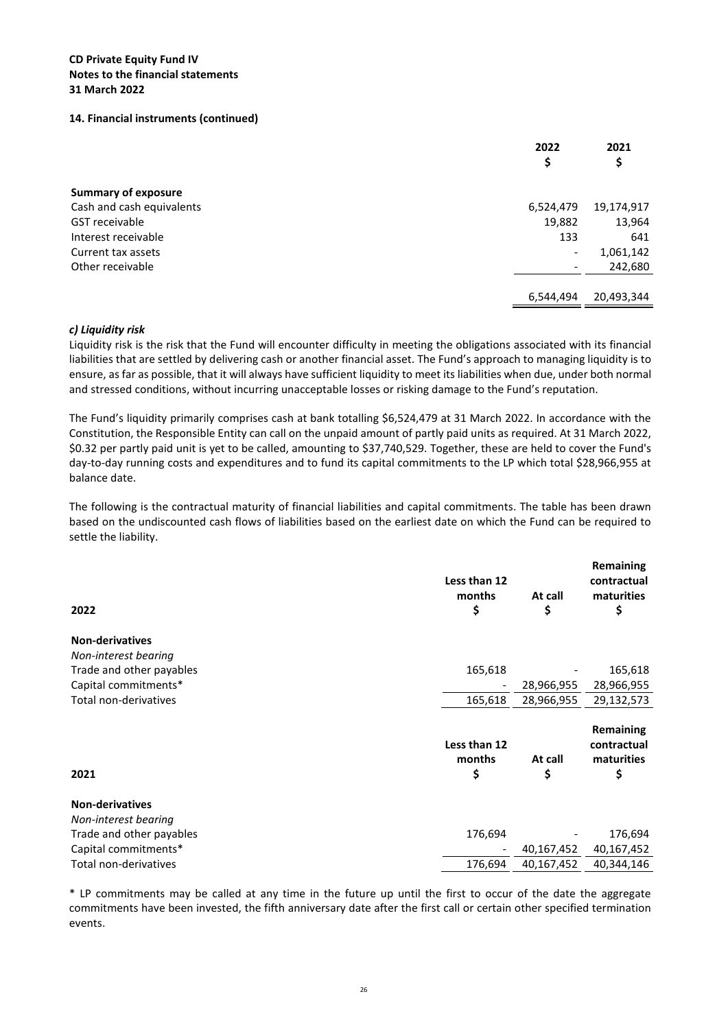### 14. Financial instruments (continued)

| | 2022<br>$ | 2021<br>$ |
|---|---|---|
| **Summary of exposure** | | |
| Cash and cash equivalents | 6,524,479 | 19,174,917 |
| GST receivable | 19,882 | 13,964 |
| Interest receivable | 133 | 641 |
| Current tax assets | - | 1,061,142 |
| Other receivable | - | 242,680 |
| | 6,544,494 | 20,493,344 |

#### *c) Liquidity risk*

Liquidity risk is the risk that the Fund will encounter difficulty in meeting the obligations associated with its financial liabilities that are settled by delivering cash or another financial asset. The Fund's approach to managing liquidity is to ensure, as far as possible, that it will always have sufficient liquidity to meet its liabilities when due, under both normal and stressed conditions, without incurring unacceptable losses or risking damage to the Fund's reputation.

The Fund's liquidity primarily comprises cash at bank totalling $6,524,479 at 31 March 2022. In accordance with the Constitution, the Responsible Entity can call on the unpaid amount of partly paid units as required. At 31 March 2022, $0.32 per partly paid unit is yet to be called, amounting to $37,740,529. Together, these are held to cover the Fund's day-to-day running costs and expenditures and to fund its capital commitments to the LP which total $28,966,955 at balance date.

The following is the contractual maturity of financial liabilities and capital commitments. The table has been drawn based on the undiscounted cash flows of liabilities based on the earliest date on which the Fund can be required to settle the liability.

| 2022 | Less than 12 months<br>$ | At call<br>$ | Remaining contractual maturities<br>$ |
|---|---|---|---|
| **Non-derivatives** | | | |
| *Non-interest bearing* | | | |
| Trade and other payables | 165,618 | - | 165,618 |
| Capital commitments* | - | 28,966,955 | 28,966,955 |
| Total non-derivatives | 165,618 | 28,966,955 | 29,132,573 |

| 2021 | Less than 12 months<br>$ | At call<br>$ | Remaining contractual maturities<br>$ |
|---|---|---|---|
| **Non-derivatives** | | | |
| *Non-interest bearing* | | | |
| Trade and other payables | 176,694 | - | 176,694 |
| Capital commitments* | - | 40,167,452 | 40,167,452 |
| Total non-derivatives | 176,694 | 40,167,452 | 40,344,146 |

\* LP commitments may be called at any time in the future up until the first to occur of the date the aggregate commitments have been invested, the fifth anniversary date after the first call or certain other specified termination events.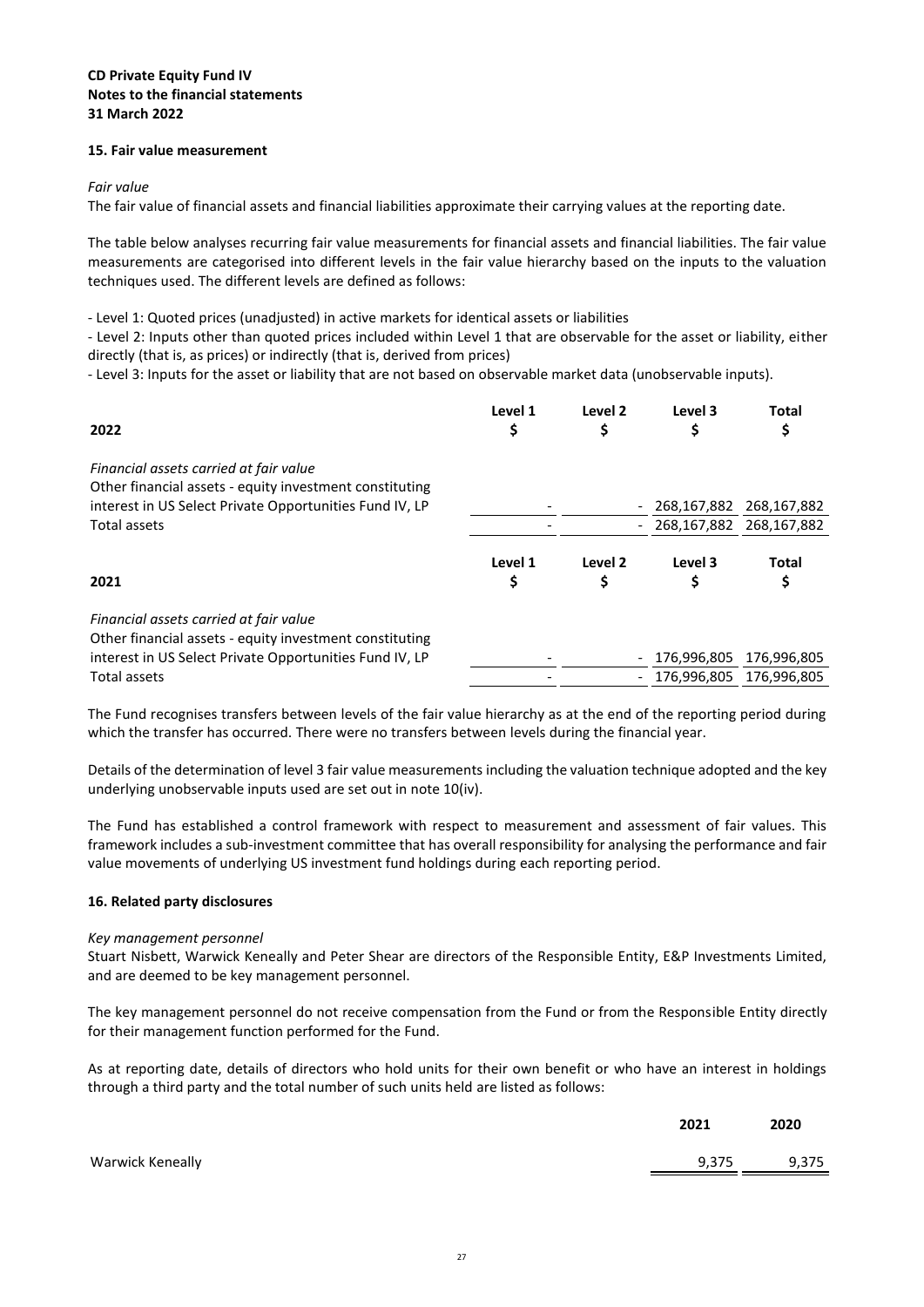**CD Private Equity Fund IV**
**Notes to the financial statements**
**31 March 2022**

### 15. Fair value measurement

*Fair value*

The fair value of financial assets and financial liabilities approximate their carrying values at the reporting date.

The table below analyses recurring fair value measurements for financial assets and financial liabilities. The fair value measurements are categorised into different levels in the fair value hierarchy based on the inputs to the valuation techniques used. The different levels are defined as follows:

- Level 1: Quoted prices (unadjusted) in active markets for identical assets or liabilities
- Level 2: Inputs other than quoted prices included within Level 1 that are observable for the asset or liability, either directly (that is, as prices) or indirectly (that is, derived from prices)
- Level 3: Inputs for the asset or liability that are not based on observable market data (unobservable inputs).

| 2022 | Level 1 $ | Level 2 $ | Level 3 $ | Total $ |
|---|---|---|---|---|
| *Financial assets carried at fair value* | | | | |
| Other financial assets - equity investment constituting interest in US Select Private Opportunities Fund IV, LP | - | - | 268,167,882 | 268,167,882 |
| Total assets | - | - | 268,167,882 | 268,167,882 |

| 2021 | Level 1 $ | Level 2 $ | Level 3 $ | Total $ |
|---|---|---|---|---|
| *Financial assets carried at fair value* | | | | |
| Other financial assets - equity investment constituting interest in US Select Private Opportunities Fund IV, LP | - | - | 176,996,805 | 176,996,805 |
| Total assets | - | - | 176,996,805 | 176,996,805 |

The Fund recognises transfers between levels of the fair value hierarchy as at the end of the reporting period during which the transfer has occurred. There were no transfers between levels during the financial year.

Details of the determination of level 3 fair value measurements including the valuation technique adopted and the key underlying unobservable inputs used are set out in note 10(iv).

The Fund has established a control framework with respect to measurement and assessment of fair values. This framework includes a sub-investment committee that has overall responsibility for analysing the performance and fair value movements of underlying US investment fund holdings during each reporting period.

### 16. Related party disclosures

*Key management personnel*

Stuart Nisbett, Warwick Keneally and Peter Shear are directors of the Responsible Entity, E&P Investments Limited, and are deemed to be key management personnel.

The key management personnel do not receive compensation from the Fund or from the Responsible Entity directly for their management function performed for the Fund.

As at reporting date, details of directors who hold units for their own benefit or who have an interest in holdings through a third party and the total number of such units held are listed as follows:

| | 2021 | 2020 |
|---|---|---|
| Warwick Keneally | 9,375 | 9,375 |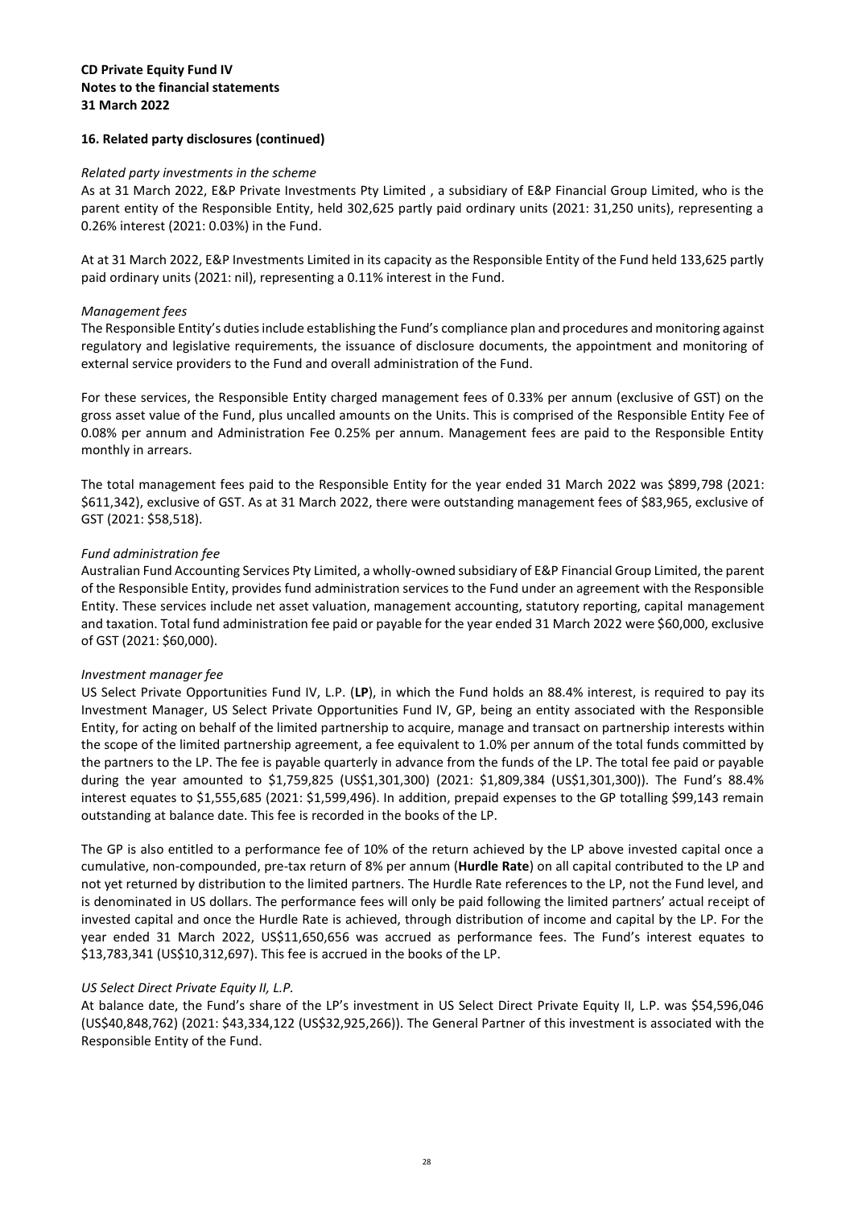**CD Private Equity Fund IV**
**Notes to the financial statements**
**31 March 2022**

### 16. Related party disclosures (continued)

*Related party investments in the scheme*

As at 31 March 2022, E&P Private Investments Pty Limited , a subsidiary of E&P Financial Group Limited, who is the parent entity of the Responsible Entity, held 302,625 partly paid ordinary units (2021: 31,250 units), representing a 0.26% interest (2021: 0.03%) in the Fund.

At at 31 March 2022, E&P Investments Limited in its capacity as the Responsible Entity of the Fund held 133,625 partly paid ordinary units (2021: nil), representing a 0.11% interest in the Fund.

*Management fees*

The Responsible Entity's duties include establishing the Fund's compliance plan and procedures and monitoring against regulatory and legislative requirements, the issuance of disclosure documents, the appointment and monitoring of external service providers to the Fund and overall administration of the Fund.

For these services, the Responsible Entity charged management fees of 0.33% per annum (exclusive of GST) on the gross asset value of the Fund, plus uncalled amounts on the Units. This is comprised of the Responsible Entity Fee of 0.08% per annum and Administration Fee 0.25% per annum. Management fees are paid to the Responsible Entity monthly in arrears.

The total management fees paid to the Responsible Entity for the year ended 31 March 2022 was $899,798 (2021: $611,342), exclusive of GST. As at 31 March 2022, there were outstanding management fees of $83,965, exclusive of GST (2021: $58,518).

*Fund administration fee*

Australian Fund Accounting Services Pty Limited, a wholly-owned subsidiary of E&P Financial Group Limited, the parent of the Responsible Entity, provides fund administration services to the Fund under an agreement with the Responsible Entity. These services include net asset valuation, management accounting, statutory reporting, capital management and taxation. Total fund administration fee paid or payable for the year ended 31 March 2022 were $60,000, exclusive of GST (2021: $60,000).

*Investment manager fee*

US Select Private Opportunities Fund IV, L.P. (**LP**), in which the Fund holds an 88.4% interest, is required to pay its Investment Manager, US Select Private Opportunities Fund IV, GP, being an entity associated with the Responsible Entity, for acting on behalf of the limited partnership to acquire, manage and transact on partnership interests within the scope of the limited partnership agreement, a fee equivalent to 1.0% per annum of the total funds committed by the partners to the LP. The fee is payable quarterly in advance from the funds of the LP. The total fee paid or payable during the year amounted to $1,759,825 (US$1,301,300) (2021: $1,809,384 (US$1,301,300)). The Fund's 88.4% interest equates to $1,555,685 (2021: $1,599,496). In addition, prepaid expenses to the GP totalling $99,143 remain outstanding at balance date. This fee is recorded in the books of the LP.

The GP is also entitled to a performance fee of 10% of the return achieved by the LP above invested capital once a cumulative, non-compounded, pre-tax return of 8% per annum (**Hurdle Rate**) on all capital contributed to the LP and not yet returned by distribution to the limited partners. The Hurdle Rate references to the LP, not the Fund level, and is denominated in US dollars. The performance fees will only be paid following the limited partners' actual receipt of invested capital and once the Hurdle Rate is achieved, through distribution of income and capital by the LP. For the year ended 31 March 2022, US$11,650,656 was accrued as performance fees. The Fund's interest equates to $13,783,341 (US$10,312,697). This fee is accrued in the books of the LP.

*US Select Direct Private Equity II, L.P.*

At balance date, the Fund's share of the LP's investment in US Select Direct Private Equity II, L.P. was $54,596,046 (US$40,848,762) (2021: $43,334,122 (US$32,925,266)). The General Partner of this investment is associated with the Responsible Entity of the Fund.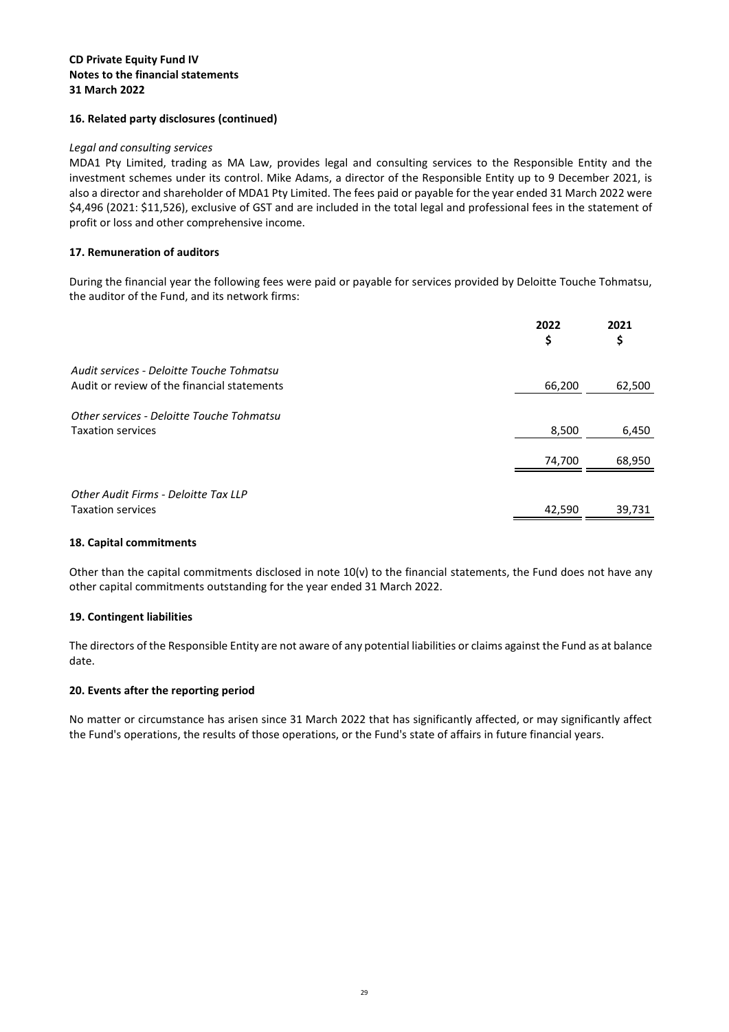**CD Private Equity Fund IV**
**Notes to the financial statements**
**31 March 2022**

### 16. Related party disclosures (continued)

*Legal and consulting services*

MDA1 Pty Limited, trading as MA Law, provides legal and consulting services to the Responsible Entity and the investment schemes under its control. Mike Adams, a director of the Responsible Entity up to 9 December 2021, is also a director and shareholder of MDA1 Pty Limited. The fees paid or payable for the year ended 31 March 2022 were $4,496 (2021: $11,526), exclusive of GST and are included in the total legal and professional fees in the statement of profit or loss and other comprehensive income.

### 17. Remuneration of auditors

During the financial year the following fees were paid or payable for services provided by Deloitte Touche Tohmatsu, the auditor of the Fund, and its network firms:

| | 2022 $ | 2021 $ |
|---|---|---|
| *Audit services - Deloitte Touche Tohmatsu* | | |
| Audit or review of the financial statements | 66,200 | 62,500 |
| *Other services - Deloitte Touche Tohmatsu* | | |
| Taxation services | 8,500 | 6,450 |
| | 74,700 | 68,950 |
| *Other Audit Firms - Deloitte Tax LLP* | | |
| Taxation services | 42,590 | 39,731 |

### 18. Capital commitments

Other than the capital commitments disclosed in note 10(v) to the financial statements, the Fund does not have any other capital commitments outstanding for the year ended 31 March 2022.

### 19. Contingent liabilities

The directors of the Responsible Entity are not aware of any potential liabilities or claims against the Fund as at balance date.

### 20. Events after the reporting period

No matter or circumstance has arisen since 31 March 2022 that has significantly affected, or may significantly affect the Fund's operations, the results of those operations, or the Fund's state of affairs in future financial years.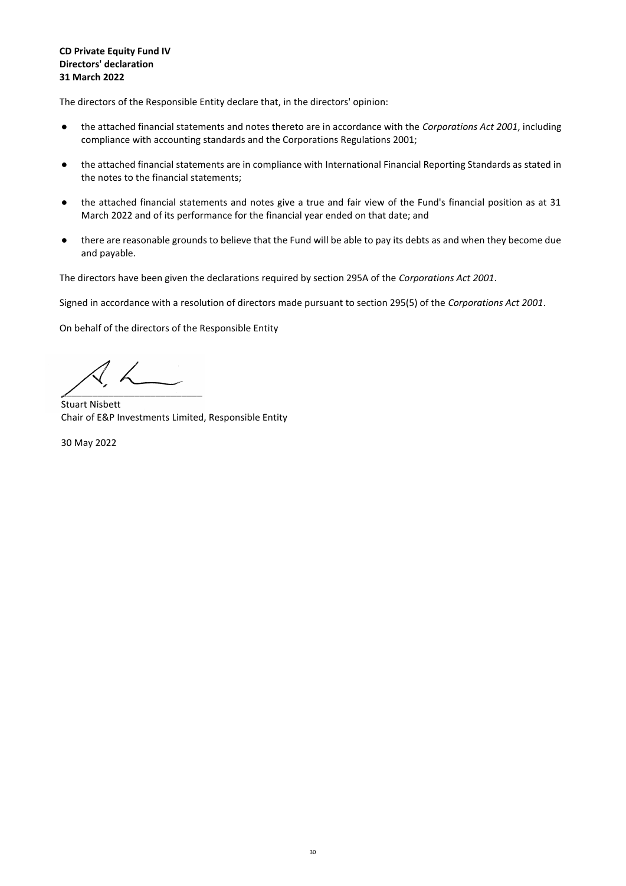**CD Private Equity Fund IV**
**Directors' declaration**
**31 March 2022**

The directors of the Responsible Entity declare that, in the directors' opinion:

- the attached financial statements and notes thereto are in accordance with the *Corporations Act 2001*, including compliance with accounting standards and the Corporations Regulations 2001;
- the attached financial statements are in compliance with International Financial Reporting Standards as stated in the notes to the financial statements;
- the attached financial statements and notes give a true and fair view of the Fund's financial position as at 31 March 2022 and of its performance for the financial year ended on that date; and
- there are reasonable grounds to believe that the Fund will be able to pay its debts as and when they become due and payable.

The directors have been given the declarations required by section 295A of the *Corporations Act 2001*.

Signed in accordance with a resolution of directors made pursuant to section 295(5) of the *Corporations Act 2001*.

On behalf of the directors of the Responsible Entity

___________________________

Stuart Nisbett
Chair of E&P Investments Limited, Responsible Entity

30 May 2022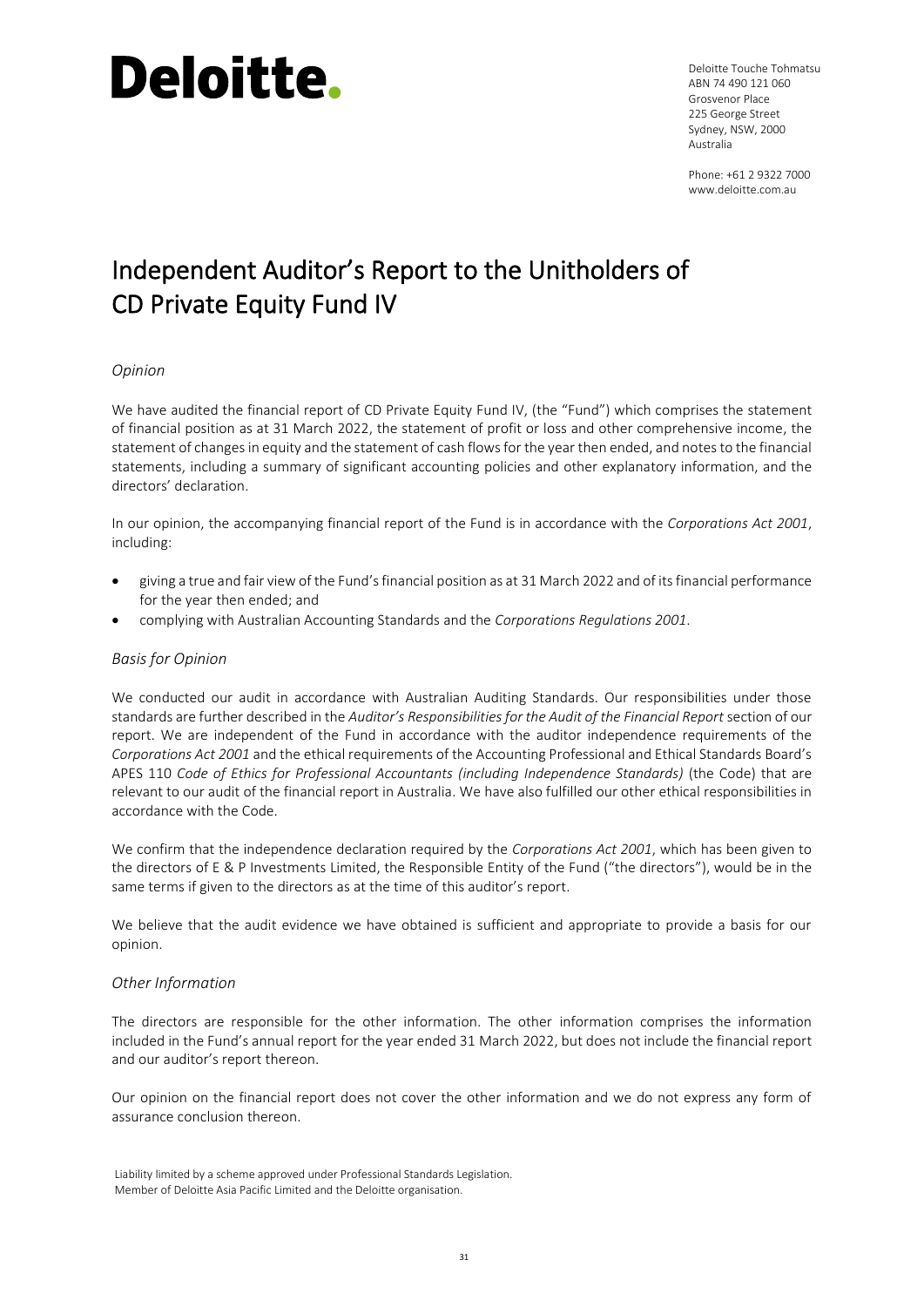Deloitte.

Deloitte Touche Tohmatsu
ABN 74 490 121 060
Grosvenor Place
225 George Street
Sydney, NSW, 2000
Australia

Phone: +61 2 9322 7000
www.deloitte.com.au

# Independent Auditor's Report to the Unitholders of CD Private Equity Fund IV

## *Opinion*

We have audited the financial report of CD Private Equity Fund IV, (the "Fund") which comprises the statement of financial position as at 31 March 2022, the statement of profit or loss and other comprehensive income, the statement of changes in equity and the statement of cash flows for the year then ended, and notes to the financial statements, including a summary of significant accounting policies and other explanatory information, and the directors' declaration.

In our opinion, the accompanying financial report of the Fund is in accordance with the *Corporations Act 2001*, including:

- giving a true and fair view of the Fund's financial position as at 31 March 2022 and of its financial performance for the year then ended; and
- complying with Australian Accounting Standards and the *Corporations Regulations 2001*.

## *Basis for Opinion*

We conducted our audit in accordance with Australian Auditing Standards. Our responsibilities under those standards are further described in the *Auditor's Responsibilities for the Audit of the Financial Report* section of our report. We are independent of the Fund in accordance with the auditor independence requirements of the *Corporations Act 2001* and the ethical requirements of the Accounting Professional and Ethical Standards Board's APES 110 *Code of Ethics for Professional Accountants (including Independence Standards)* (the Code) that are relevant to our audit of the financial report in Australia. We have also fulfilled our other ethical responsibilities in accordance with the Code.

We confirm that the independence declaration required by the *Corporations Act 2001*, which has been given to the directors of E & P Investments Limited, the Responsible Entity of the Fund ("the directors"), would be in the same terms if given to the directors as at the time of this auditor's report.

We believe that the audit evidence we have obtained is sufficient and appropriate to provide a basis for our opinion.

## *Other Information*

The directors are responsible for the other information. The other information comprises the information included in the Fund's annual report for the year ended 31 March 2022, but does not include the financial report and our auditor's report thereon.

Our opinion on the financial report does not cover the other information and we do not express any form of assurance conclusion thereon.

Liability limited by a scheme approved under Professional Standards Legislation.
Member of Deloitte Asia Pacific Limited and the Deloitte organisation.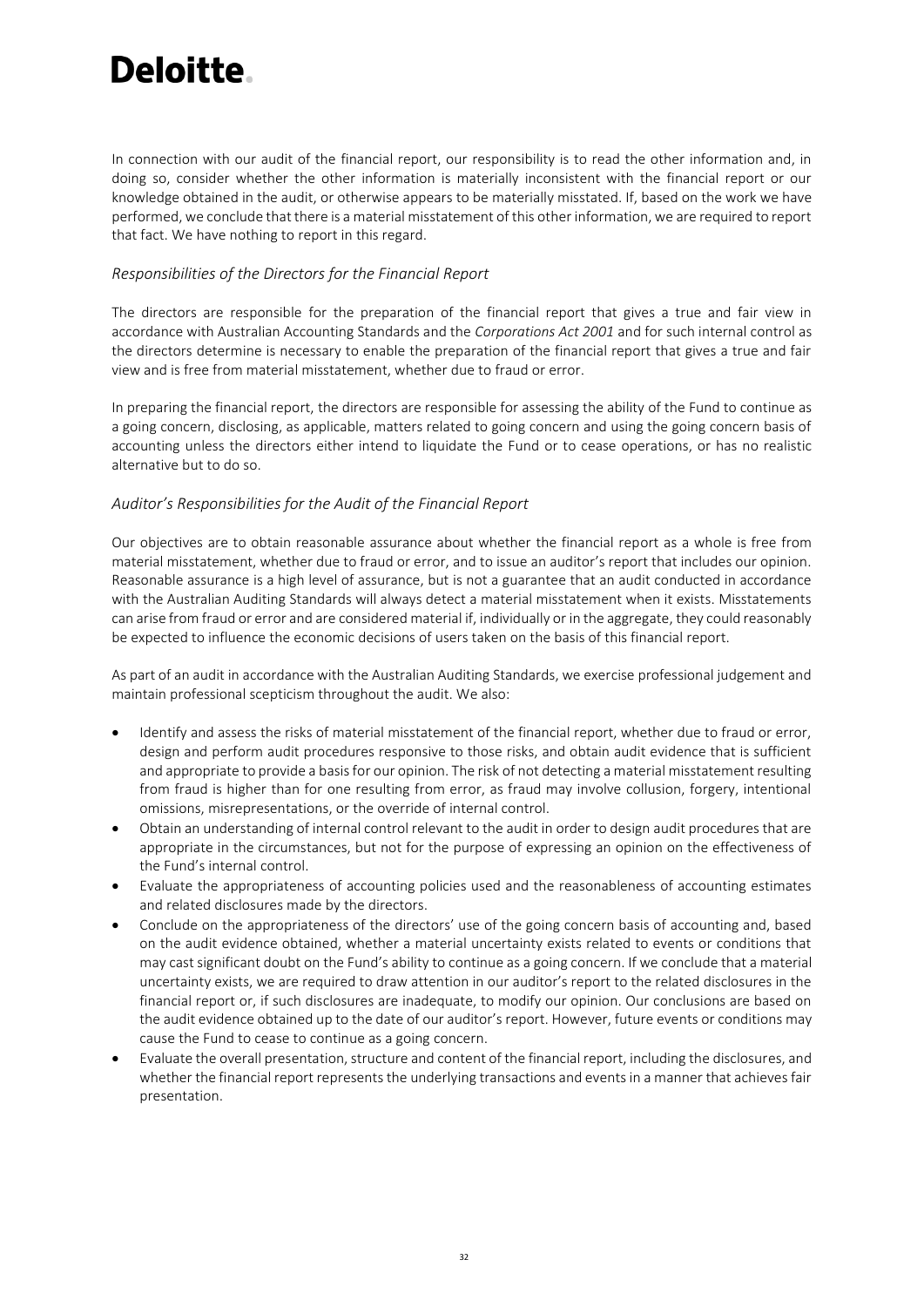In connection with our audit of the financial report, our responsibility is to read the other information and, in doing so, consider whether the other information is materially inconsistent with the financial report or our knowledge obtained in the audit, or otherwise appears to be materially misstated. If, based on the work we have performed, we conclude that there is a material misstatement of this other information, we are required to report that fact. We have nothing to report in this regard.

### *Responsibilities of the Directors for the Financial Report*

The directors are responsible for the preparation of the financial report that gives a true and fair view in accordance with Australian Accounting Standards and the *Corporations Act 2001* and for such internal control as the directors determine is necessary to enable the preparation of the financial report that gives a true and fair view and is free from material misstatement, whether due to fraud or error.

In preparing the financial report, the directors are responsible for assessing the ability of the Fund to continue as a going concern, disclosing, as applicable, matters related to going concern and using the going concern basis of accounting unless the directors either intend to liquidate the Fund or to cease operations, or has no realistic alternative but to do so.

### *Auditor's Responsibilities for the Audit of the Financial Report*

Our objectives are to obtain reasonable assurance about whether the financial report as a whole is free from material misstatement, whether due to fraud or error, and to issue an auditor's report that includes our opinion. Reasonable assurance is a high level of assurance, but is not a guarantee that an audit conducted in accordance with the Australian Auditing Standards will always detect a material misstatement when it exists. Misstatements can arise from fraud or error and are considered material if, individually or in the aggregate, they could reasonably be expected to influence the economic decisions of users taken on the basis of this financial report.

As part of an audit in accordance with the Australian Auditing Standards, we exercise professional judgement and maintain professional scepticism throughout the audit. We also:

- Identify and assess the risks of material misstatement of the financial report, whether due to fraud or error, design and perform audit procedures responsive to those risks, and obtain audit evidence that is sufficient and appropriate to provide a basis for our opinion. The risk of not detecting a material misstatement resulting from fraud is higher than for one resulting from error, as fraud may involve collusion, forgery, intentional omissions, misrepresentations, or the override of internal control.
- Obtain an understanding of internal control relevant to the audit in order to design audit procedures that are appropriate in the circumstances, but not for the purpose of expressing an opinion on the effectiveness of the Fund's internal control.
- Evaluate the appropriateness of accounting policies used and the reasonableness of accounting estimates and related disclosures made by the directors.
- Conclude on the appropriateness of the directors' use of the going concern basis of accounting and, based on the audit evidence obtained, whether a material uncertainty exists related to events or conditions that may cast significant doubt on the Fund's ability to continue as a going concern. If we conclude that a material uncertainty exists, we are required to draw attention in our auditor's report to the related disclosures in the financial report or, if such disclosures are inadequate, to modify our opinion. Our conclusions are based on the audit evidence obtained up to the date of our auditor's report. However, future events or conditions may cause the Fund to cease to continue as a going concern.
- Evaluate the overall presentation, structure and content of the financial report, including the disclosures, and whether the financial report represents the underlying transactions and events in a manner that achieves fair presentation.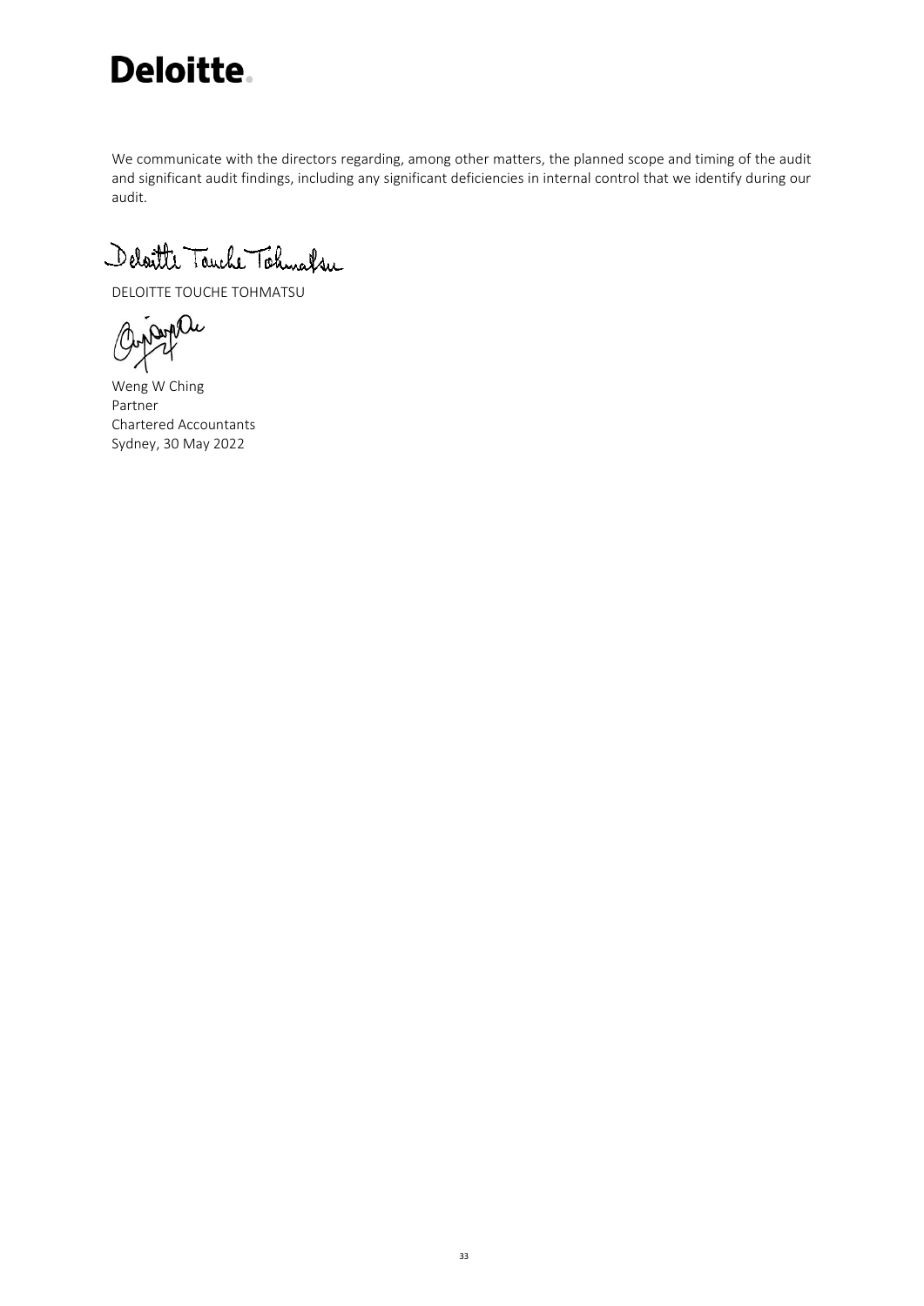**Deloitte.**

We communicate with the directors regarding, among other matters, the planned scope and timing of the audit and significant audit findings, including any significant deficiencies in internal control that we identify during our audit.

DELOITTE TOUCHE TOHMATSU

Weng W Ching
Partner
Chartered Accountants
Sydney, 30 May 2022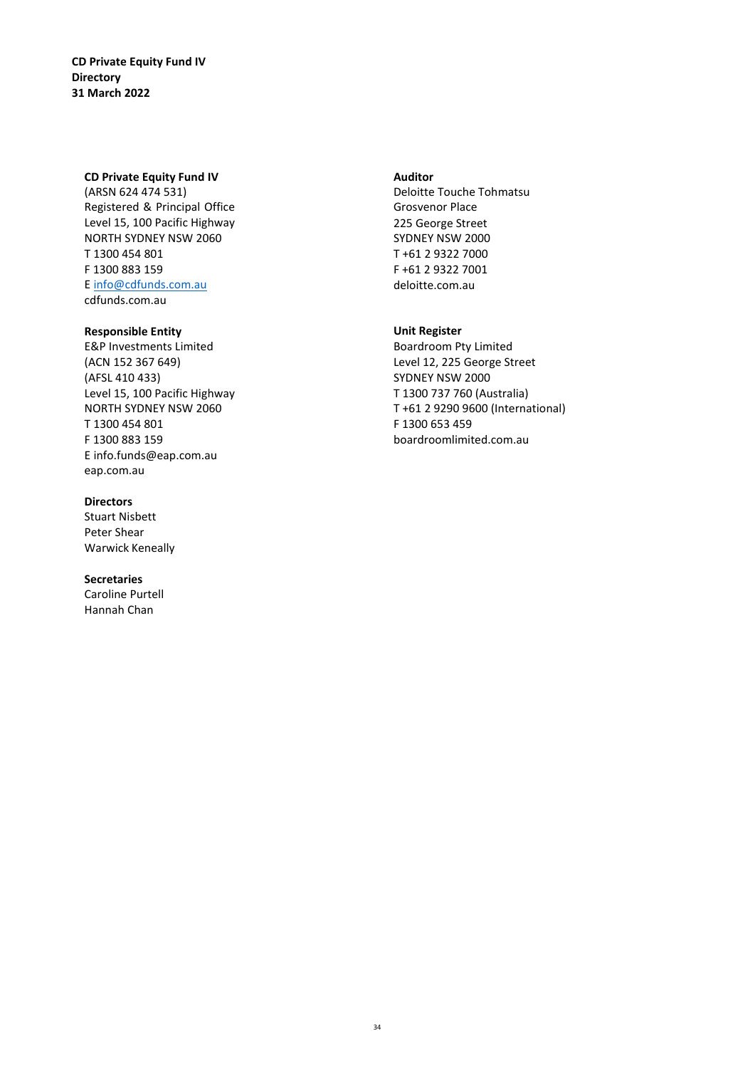**CD Private Equity Fund IV**
**Directory**
**31 March 2022**

**CD Private Equity Fund IV**
(ARSN 624 474 531)
Registered & Principal Office
Level 15, 100 Pacific Highway
NORTH SYDNEY NSW 2060
T 1300 454 801
F 1300 883 159
E info@cdfunds.com.au
cdfunds.com.au

**Responsible Entity**
E&P Investments Limited
(ACN 152 367 649)
(AFSL 410 433)
Level 15, 100 Pacific Highway
NORTH SYDNEY NSW 2060
T 1300 454 801
F 1300 883 159
E info.funds@eap.com.au
eap.com.au

**Directors**
Stuart Nisbett
Peter Shear
Warwick Keneally

**Secretaries**
Caroline Purtell
Hannah Chan

**Auditor**
Deloitte Touche Tohmatsu
Grosvenor Place
225 George Street
SYDNEY NSW 2000
T +61 2 9322 7000
F +61 2 9322 7001
deloitte.com.au

**Unit Register**
Boardroom Pty Limited
Level 12, 225 George Street
SYDNEY NSW 2000
T 1300 737 760 (Australia)
T +61 2 9290 9600 (International)
F 1300 653 459
boardroomlimited.com.au